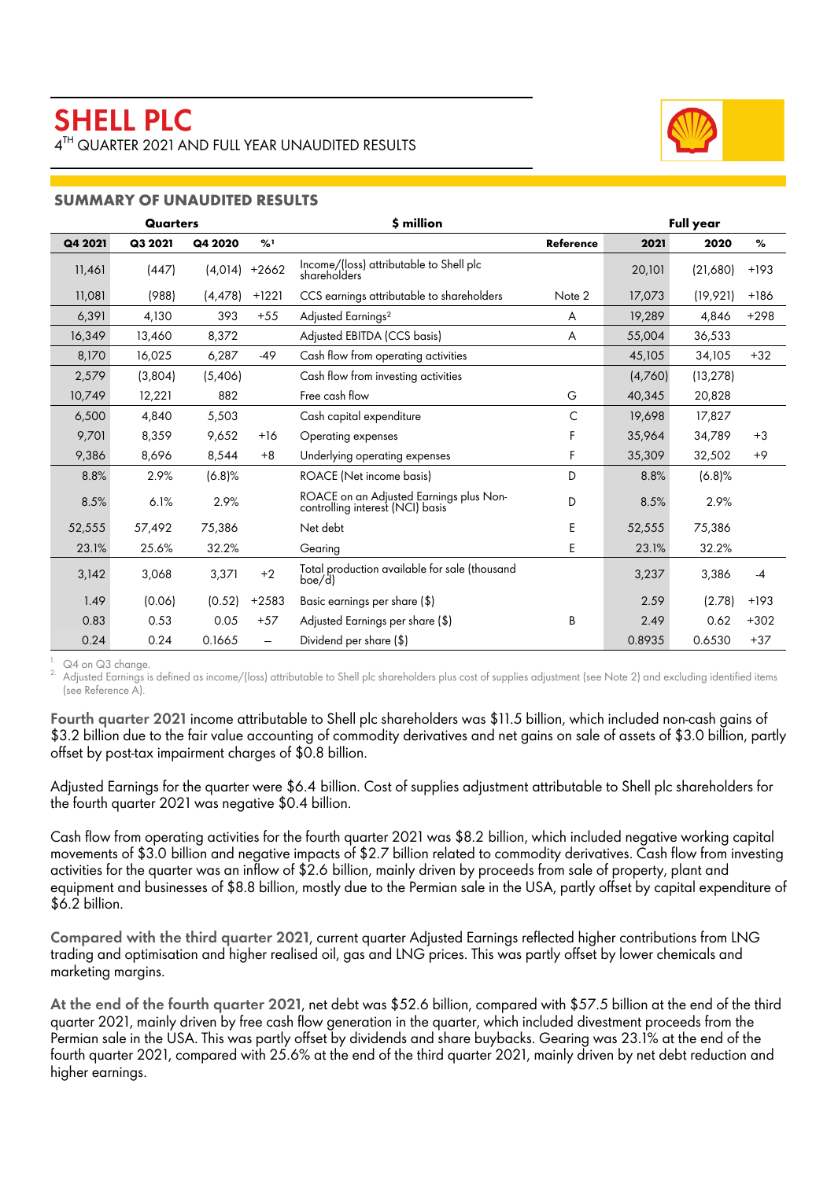# SHELL PLC

4TH QUARTER 2021 AND FULL YEAR UNAUDITED RESULTS

## SUMMARY OF UNAUDITED RESULTS

| Quarters | | | | $ million | | Full year | | |
|---|---|---|---|---|---|---|---|---|
| Q4 2021 | Q3 2021 | Q4 2020 | %[1] | | Reference | 2021 | 2020 | % |
| 11,461 | (447) | (4,014) | +2662 | Income/(loss) attributable to Shell plc shareholders | | 20,101 | (21,680) | +193 |
| 11,081 | (988) | (4,478) | +1221 | CCS earnings attributable to shareholders | Note 2 | 17,073 | (19,921) | +186 |
| 6,391 | 4,130 | 393 | +55 | Adjusted Earnings[2] | A | 19,289 | 4,846 | +298 |
| 16,349 | 13,460 | 8,372 | | Adjusted EBITDA (CCS basis) | A | 55,004 | 36,533 | |
| 8,170 | 16,025 | 6,287 | -49 | Cash flow from operating activities | | 45,105 | 34,105 | +32 |
| 2,579 | (3,804) | (5,406) | | Cash flow from investing activities | | (4,760) | (13,278) | |
| 10,749 | 12,221 | 882 | | Free cash flow | G | 40,345 | 20,828 | |
| 6,500 | 4,840 | 5,503 | | Cash capital expenditure | C | 19,698 | 17,827 | |
| 9,701 | 8,359 | 9,652 | +16 | Operating expenses | F | 35,964 | 34,789 | +3 |
| 9,386 | 8,696 | 8,544 | +8 | Underlying operating expenses | F | 35,309 | 32,502 | +9 |
| 8.8% | 2.9% | (6.8)% | | ROACE (Net income basis) | D | 8.8% | (6.8)% | |
| 8.5% | 6.1% | 2.9% | | ROACE on an Adjusted Earnings plus Non-controlling interest (NCI) basis | D | 8.5% | 2.9% | |
| 52,555 | 57,492 | 75,386 | | Net debt | E | 52,555 | 75,386 | |
| 23.1% | 25.6% | 32.2% | | Gearing | E | 23.1% | 32.2% | |
| 3,142 | 3,068 | 3,371 | +2 | Total production available for sale (thousand boe/d) | | 3,237 | 3,386 | -4 |
| 1.49 | (0.06) | (0.52) | +2583 | Basic earnings per share ($) | | 2.59 | (2.78) | +193 |
| 0.83 | 0.53 | 0.05 | +57 | Adjusted Earnings per share ($) | B | 2.49 | 0.62 | +302 |
| 0.24 | 0.24 | 0.1665 | — | Dividend per share ($) | | 0.8935 | 0.6530 | +37 |

1. Q4 on Q3 change.
2. Adjusted Earnings is defined as income/(loss) attributable to Shell plc shareholders plus cost of supplies adjustment (see Note 2) and excluding identified items (see Reference A).

**Fourth quarter 2021** income attributable to Shell plc shareholders was $11.5 billion, which included non-cash gains of $3.2 billion due to the fair value accounting of commodity derivatives and net gains on sale of assets of $3.0 billion, partly offset by post-tax impairment charges of $0.8 billion.

Adjusted Earnings for the quarter were $6.4 billion. Cost of supplies adjustment attributable to Shell plc shareholders for the fourth quarter 2021 was negative $0.4 billion.

Cash flow from operating activities for the fourth quarter 2021 was $8.2 billion, which included negative working capital movements of $3.0 billion and negative impacts of $2.7 billion related to commodity derivatives. Cash flow from investing activities for the quarter was an inflow of $2.6 billion, mainly driven by proceeds from sale of property, plant and equipment and businesses of $8.8 billion, mostly due to the Permian sale in the USA, partly offset by capital expenditure of $6.2 billion.

**Compared with the third quarter 2021**, current quarter Adjusted Earnings reflected higher contributions from LNG trading and optimisation and higher realised oil, gas and LNG prices. This was partly offset by lower chemicals and marketing margins.

**At the end of the fourth quarter 2021**, net debt was $52.6 billion, compared with $57.5 billion at the end of the third quarter 2021, mainly driven by free cash flow generation in the quarter, which included divestment proceeds from the Permian sale in the USA. This was partly offset by dividends and share buybacks. Gearing was 23.1% at the end of the fourth quarter 2021, compared with 25.6% at the end of the third quarter 2021, mainly driven by net debt reduction and higher earnings.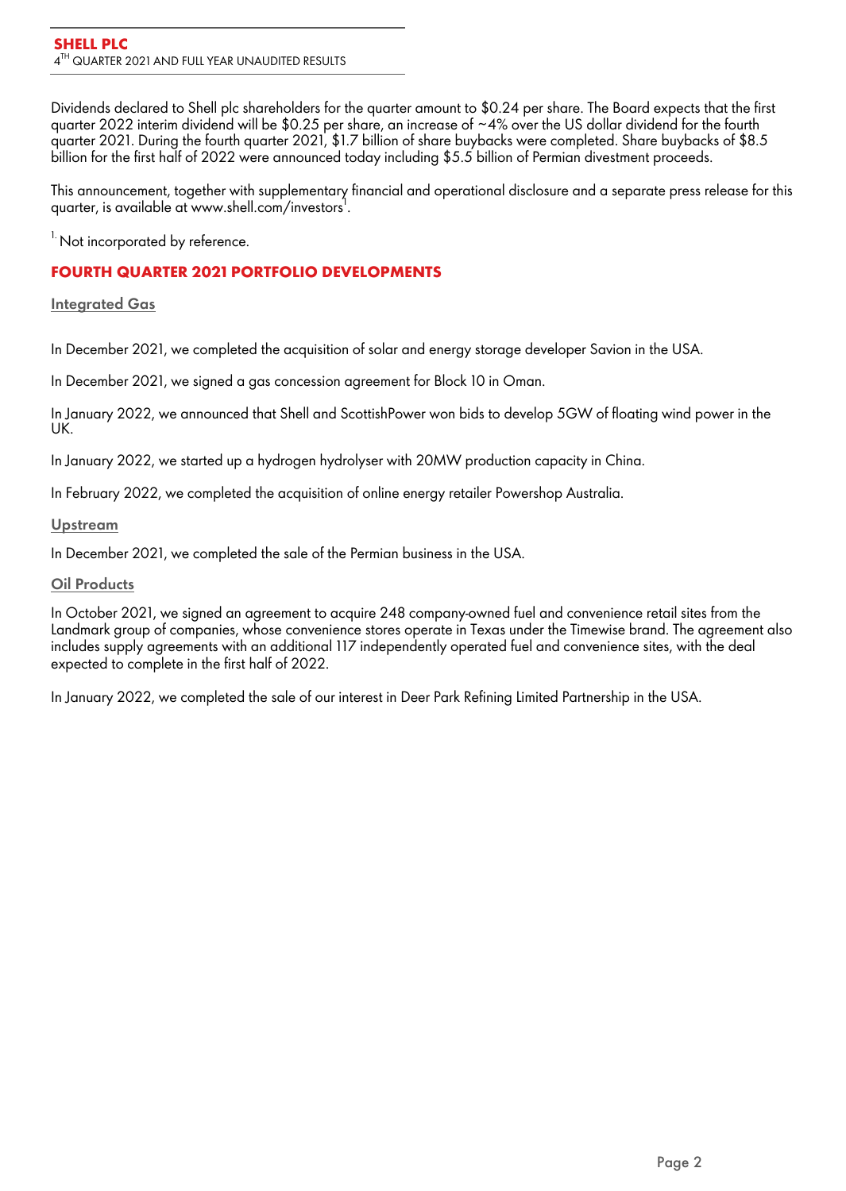Dividends declared to Shell plc shareholders for the quarter amount to $0.24 per share. The Board expects that the first quarter 2022 interim dividend will be $0.25 per share, an increase of ~4% over the US dollar dividend for the fourth quarter 2021. During the fourth quarter 2021, $1.7 billion of share buybacks were completed. Share buybacks of $8.5 billion for the first half of 2022 were announced today including $5.5 billion of Permian divestment proceeds.

This announcement, together with supplementary financial and operational disclosure and a separate press release for this quarter, is available at www.shell.com/investors[1].

[1.] Not incorporated by reference.

## FOURTH QUARTER 2021 PORTFOLIO DEVELOPMENTS

### Integrated Gas

In December 2021, we completed the acquisition of solar and energy storage developer Savion in the USA.

In December 2021, we signed a gas concession agreement for Block 10 in Oman.

In January 2022, we announced that Shell and ScottishPower won bids to develop 5GW of floating wind power in the UK.

In January 2022, we started up a hydrogen hydrolyser with 20MW production capacity in China.

In February 2022, we completed the acquisition of online energy retailer Powershop Australia.

### Upstream

In December 2021, we completed the sale of the Permian business in the USA.

### Oil Products

In October 2021, we signed an agreement to acquire 248 company-owned fuel and convenience retail sites from the Landmark group of companies, whose convenience stores operate in Texas under the Timewise brand. The agreement also includes supply agreements with an additional 117 independently operated fuel and convenience sites, with the deal expected to complete in the first half of 2022.

In January 2022, we completed the sale of our interest in Deer Park Refining Limited Partnership in the USA.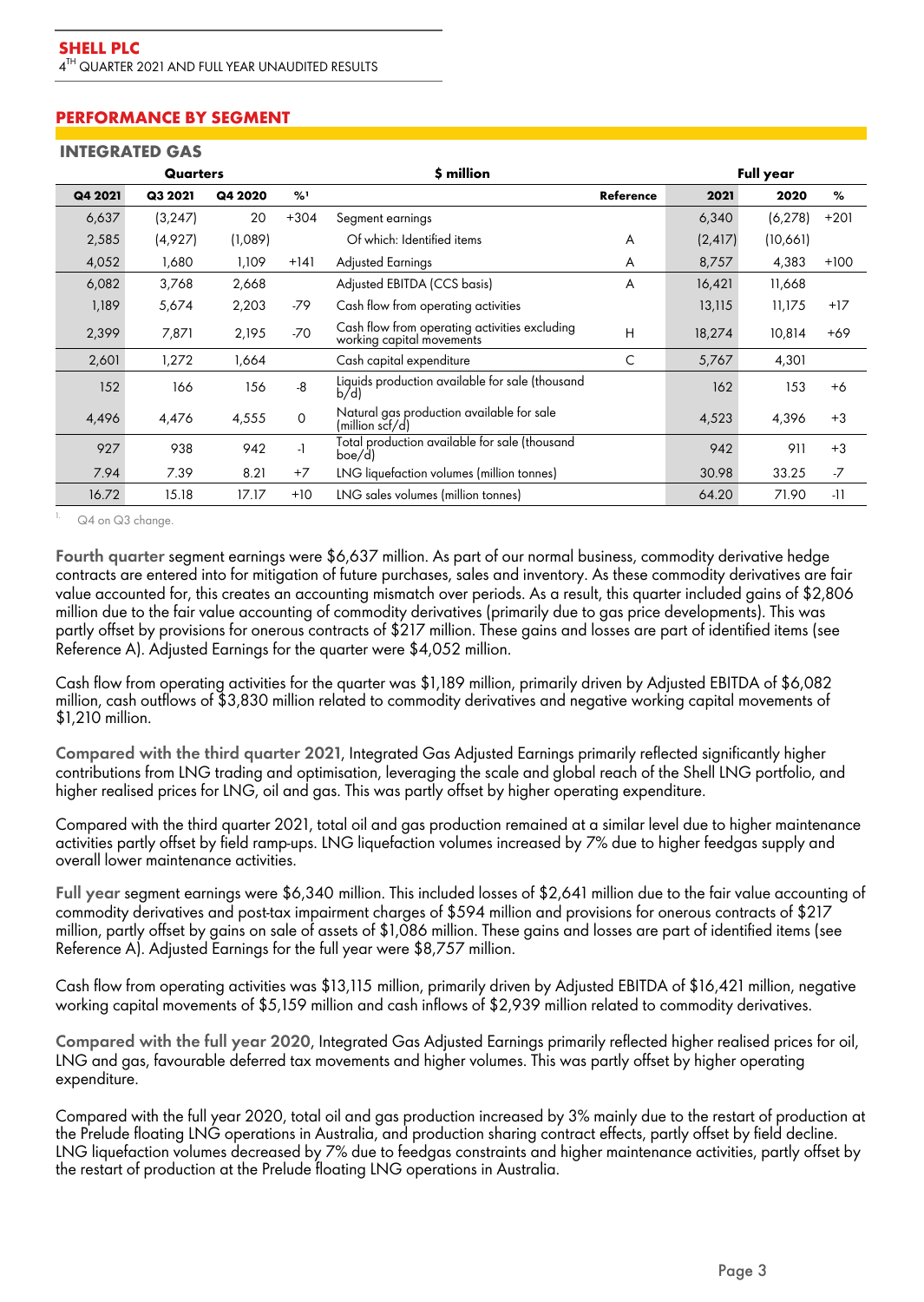## PERFORMANCE BY SEGMENT

### INTEGRATED GAS

| Quarters | | | | $ million | | Full year | | |
|---|---|---|---|---|---|---|---|---|
| Q4 2021 | Q3 2021 | Q4 2020 | %[1] | | Reference | 2021 | 2020 | % |
| 6,637 | (3,247) | 20 | +304 | Segment earnings | | 6,340 | (6,278) | +201 |
| 2,585 | (4,927) | (1,089) | | Of which: Identified items | A | (2,417) | (10,661) | |
| 4,052 | 1,680 | 1,109 | +141 | Adjusted Earnings | A | 8,757 | 4,383 | +100 |
| 6,082 | 3,768 | 2,668 | | Adjusted EBITDA (CCS basis) | A | 16,421 | 11,668 | |
| 1,189 | 5,674 | 2,203 | -79 | Cash flow from operating activities | | 13,115 | 11,175 | +17 |
| 2,399 | 7,871 | 2,195 | -70 | Cash flow from operating activities excluding working capital movements | H | 18,274 | 10,814 | +69 |
| 2,601 | 1,272 | 1,664 | | Cash capital expenditure | C | 5,767 | 4,301 | |
| 152 | 166 | 156 | -8 | Liquids production available for sale (thousand b/d) | | 162 | 153 | +6 |
| 4,496 | 4,476 | 4,555 | 0 | Natural gas production available for sale (million scf/d) | | 4,523 | 4,396 | +3 |
| 927 | 938 | 942 | -1 | Total production available for sale (thousand boe/d) | | 942 | 911 | +3 |
| 7.94 | 7.39 | 8.21 | +7 | LNG liquefaction volumes (million tonnes) | | 30.98 | 33.25 | -7 |
| 16.72 | 15.18 | 17.17 | +10 | LNG sales volumes (million tonnes) | | 64.20 | 71.90 | -11 |

1. Q4 on Q3 change.

**Fourth quarter** segment earnings were $6,637 million. As part of our normal business, commodity derivative hedge contracts are entered into for mitigation of future purchases, sales and inventory. As these commodity derivatives are fair value accounted for, this creates an accounting mismatch over periods. As a result, this quarter included gains of $2,806 million due to the fair value accounting of commodity derivatives (primarily due to gas price developments). This was partly offset by provisions for onerous contracts of $217 million. These gains and losses are part of identified items (see Reference A). Adjusted Earnings for the quarter were $4,052 million.

Cash flow from operating activities for the quarter was $1,189 million, primarily driven by Adjusted EBITDA of $6,082 million, cash outflows of $3,830 million related to commodity derivatives and negative working capital movements of $1,210 million.

**Compared with the third quarter 2021**, Integrated Gas Adjusted Earnings primarily reflected significantly higher contributions from LNG trading and optimisation, leveraging the scale and global reach of the Shell LNG portfolio, and higher realised prices for LNG, oil and gas. This was partly offset by higher operating expenditure.

Compared with the third quarter 2021, total oil and gas production remained at a similar level due to higher maintenance activities partly offset by field ramp-ups. LNG liquefaction volumes increased by 7% due to higher feedgas supply and overall lower maintenance activities.

**Full year** segment earnings were $6,340 million. This included losses of $2,641 million due to the fair value accounting of commodity derivatives and post-tax impairment charges of $594 million and provisions for onerous contracts of $217 million, partly offset by gains on sale of assets of $1,086 million. These gains and losses are part of identified items (see Reference A). Adjusted Earnings for the full year were $8,757 million.

Cash flow from operating activities was $13,115 million, primarily driven by Adjusted EBITDA of $16,421 million, negative working capital movements of $5,159 million and cash inflows of $2,939 million related to commodity derivatives.

**Compared with the full year 2020**, Integrated Gas Adjusted Earnings primarily reflected higher realised prices for oil, LNG and gas, favourable deferred tax movements and higher volumes. This was partly offset by higher operating expenditure.

Compared with the full year 2020, total oil and gas production increased by 3% mainly due to the restart of production at the Prelude floating LNG operations in Australia, and production sharing contract effects, partly offset by field decline. LNG liquefaction volumes decreased by 7% due to feedgas constraints and higher maintenance activities, partly offset by the restart of production at the Prelude floating LNG operations in Australia.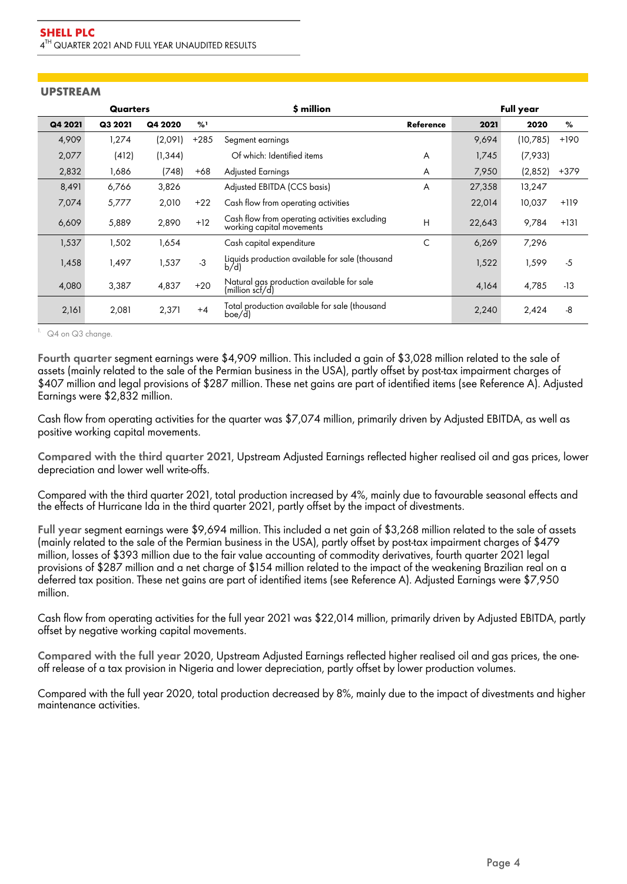## UPSTREAM

| Quarters | | | | $ million | | Full year | | |
|---|---|---|---|---|---|---|---|---|
| Q4 2021 | Q3 2021 | Q4 2020 | %[1] | | Reference | 2021 | 2020 | % |
| 4,909 | 1,274 | (2,091) | +285 | Segment earnings | | 9,694 | (10,785) | +190 |
| 2,077 | (412) | (1,344) | | Of which: Identified items | A | 1,745 | (7,933) | |
| 2,832 | 1,686 | (748) | +68 | Adjusted Earnings | A | 7,950 | (2,852) | +379 |
| 8,491 | 6,766 | 3,826 | | Adjusted EBITDA (CCS basis) | A | 27,358 | 13,247 | |
| 7,074 | 5,777 | 2,010 | +22 | Cash flow from operating activities | | 22,014 | 10,037 | +119 |
| 6,609 | 5,889 | 2,890 | +12 | Cash flow from operating activities excluding working capital movements | H | 22,643 | 9,784 | +131 |
| 1,537 | 1,502 | 1,654 | | Cash capital expenditure | C | 6,269 | 7,296 | |
| 1,458 | 1,497 | 1,537 | -3 | Liquids production available for sale (thousand b/d) | | 1,522 | 1,599 | -5 |
| 4,080 | 3,387 | 4,837 | +20 | Natural gas production available for sale (million scf/d) | | 4,164 | 4,785 | -13 |
| 2,161 | 2,081 | 2,371 | +4 | Total production available for sale (thousand boe/d) | | 2,240 | 2,424 | -8 |

1. Q4 on Q3 change.

**Fourth quarter** segment earnings were $4,909 million. This included a gain of $3,028 million related to the sale of assets (mainly related to the sale of the Permian business in the USA), partly offset by post-tax impairment charges of $407 million and legal provisions of $287 million. These net gains are part of identified items (see Reference A). Adjusted Earnings were $2,832 million.

Cash flow from operating activities for the quarter was $7,074 million, primarily driven by Adjusted EBITDA, as well as positive working capital movements.

**Compared with the third quarter 2021**, Upstream Adjusted Earnings reflected higher realised oil and gas prices, lower depreciation and lower well write-offs.

Compared with the third quarter 2021, total production increased by 4%, mainly due to favourable seasonal effects and the effects of Hurricane Ida in the third quarter 2021, partly offset by the impact of divestments.

**Full year** segment earnings were $9,694 million. This included a net gain of $3,268 million related to the sale of assets (mainly related to the sale of the Permian business in the USA), partly offset by post-tax impairment charges of $479 million, losses of $393 million due to the fair value accounting of commodity derivatives, fourth quarter 2021 legal provisions of $287 million and a net charge of $154 million related to the impact of the weakening Brazilian real on a deferred tax position. These net gains are part of identified items (see Reference A). Adjusted Earnings were $7,950 million.

Cash flow from operating activities for the full year 2021 was $22,014 million, primarily driven by Adjusted EBITDA, partly offset by negative working capital movements.

**Compared with the full year 2020**, Upstream Adjusted Earnings reflected higher realised oil and gas prices, the one-off release of a tax provision in Nigeria and lower depreciation, partly offset by lower production volumes.

Compared with the full year 2020, total production decreased by 8%, mainly due to the impact of divestments and higher maintenance activities.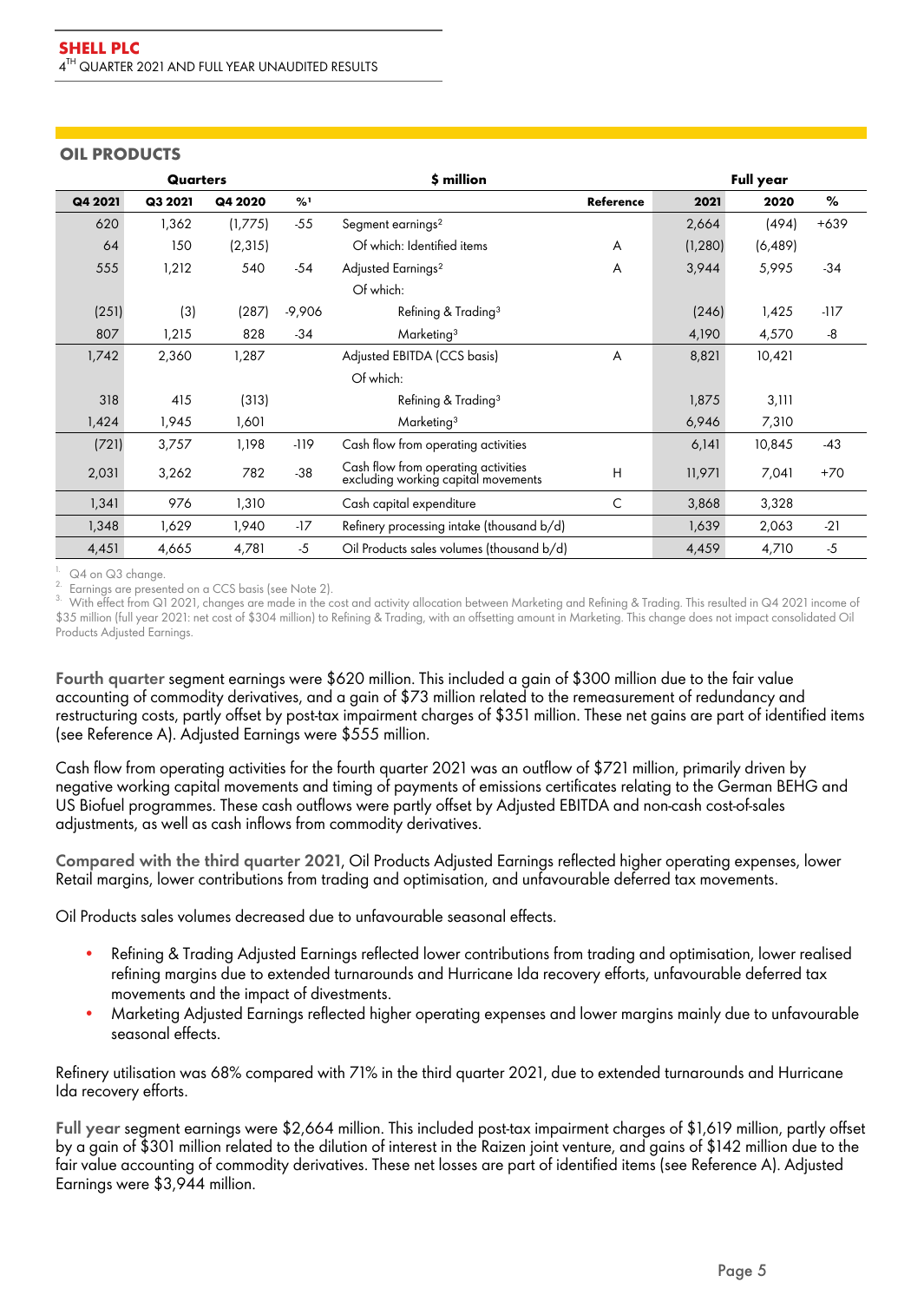## OIL PRODUCTS

| Quarters | | | | $ million | | Full year | | |
|---|---|---|---|---|---|---|---|---|
| Q4 2021 | Q3 2021 | Q4 2020 | %[1] | | Reference | 2021 | 2020 | % |
| 620 | 1,362 | (1,775) | -55 | Segment earnings[2] | | 2,664 | (494) | +639 |
| 64 | 150 | (2,315) | | Of which: Identified items | A | (1,280) | (6,489) | |
| 555 | 1,212 | 540 | -54 | Adjusted Earnings[2] | A | 3,944 | 5,995 | -34 |
| | | | | Of which: | | | | |
| (251) | (3) | (287) | -9,906 | Refining & Trading[3] | | (246) | 1,425 | -117 |
| 807 | 1,215 | 828 | -34 | Marketing[3] | | 4,190 | 4,570 | -8 |
| 1,742 | 2,360 | 1,287 | | Adjusted EBITDA (CCS basis) | A | 8,821 | 10,421 | |
| | | | | Of which: | | | | |
| 318 | 415 | (313) | | Refining & Trading[3] | | 1,875 | 3,111 | |
| 1,424 | 1,945 | 1,601 | | Marketing[3] | | 6,946 | 7,310 | |
| (721) | 3,757 | 1,198 | -119 | Cash flow from operating activities | | 6,141 | 10,845 | -43 |
| 2,031 | 3,262 | 782 | -38 | Cash flow from operating activities excluding working capital movements | H | 11,971 | 7,041 | +70 |
| 1,341 | 976 | 1,310 | | Cash capital expenditure | C | 3,868 | 3,328 | |
| 1,348 | 1,629 | 1,940 | -17 | Refinery processing intake (thousand b/d) | | 1,639 | 2,063 | -21 |
| 4,451 | 4,665 | 4,781 | -5 | Oil Products sales volumes (thousand b/d) | | 4,459 | 4,710 | -5 |

1. Q4 on Q3 change.
2. Earnings are presented on a CCS basis (see Note 2).
3. With effect from Q1 2021, changes are made in the cost and activity allocation between Marketing and Refining & Trading. This resulted in Q4 2021 income of $35 million (full year 2021: net cost of $304 million) to Refining & Trading, with an offsetting amount in Marketing. This change does not impact consolidated Oil Products Adjusted Earnings.

**Fourth quarter** segment earnings were $620 million. This included a gain of $300 million due to the fair value accounting of commodity derivatives, and a gain of $73 million related to the remeasurement of redundancy and restructuring costs, partly offset by post-tax impairment charges of $351 million. These net gains are part of identified items (see Reference A). Adjusted Earnings were $555 million.

Cash flow from operating activities for the fourth quarter 2021 was an outflow of $721 million, primarily driven by negative working capital movements and timing of payments of emissions certificates relating to the German BEHG and US Biofuel programmes. These cash outflows were partly offset by Adjusted EBITDA and non-cash cost-of-sales adjustments, as well as cash inflows from commodity derivatives.

**Compared with the third quarter 2021**, Oil Products Adjusted Earnings reflected higher operating expenses, lower Retail margins, lower contributions from trading and optimisation, and unfavourable deferred tax movements.

Oil Products sales volumes decreased due to unfavourable seasonal effects.

- Refining & Trading Adjusted Earnings reflected lower contributions from trading and optimisation, lower realised refining margins due to extended turnarounds and Hurricane Ida recovery efforts, unfavourable deferred tax movements and the impact of divestments.
- Marketing Adjusted Earnings reflected higher operating expenses and lower margins mainly due to unfavourable seasonal effects.

Refinery utilisation was 68% compared with 71% in the third quarter 2021, due to extended turnarounds and Hurricane Ida recovery efforts.

**Full year** segment earnings were $2,664 million. This included post-tax impairment charges of $1,619 million, partly offset by a gain of $301 million related to the dilution of interest in the Raizen joint venture, and gains of $142 million due to the fair value accounting of commodity derivatives. These net losses are part of identified items (see Reference A). Adjusted Earnings were $3,944 million.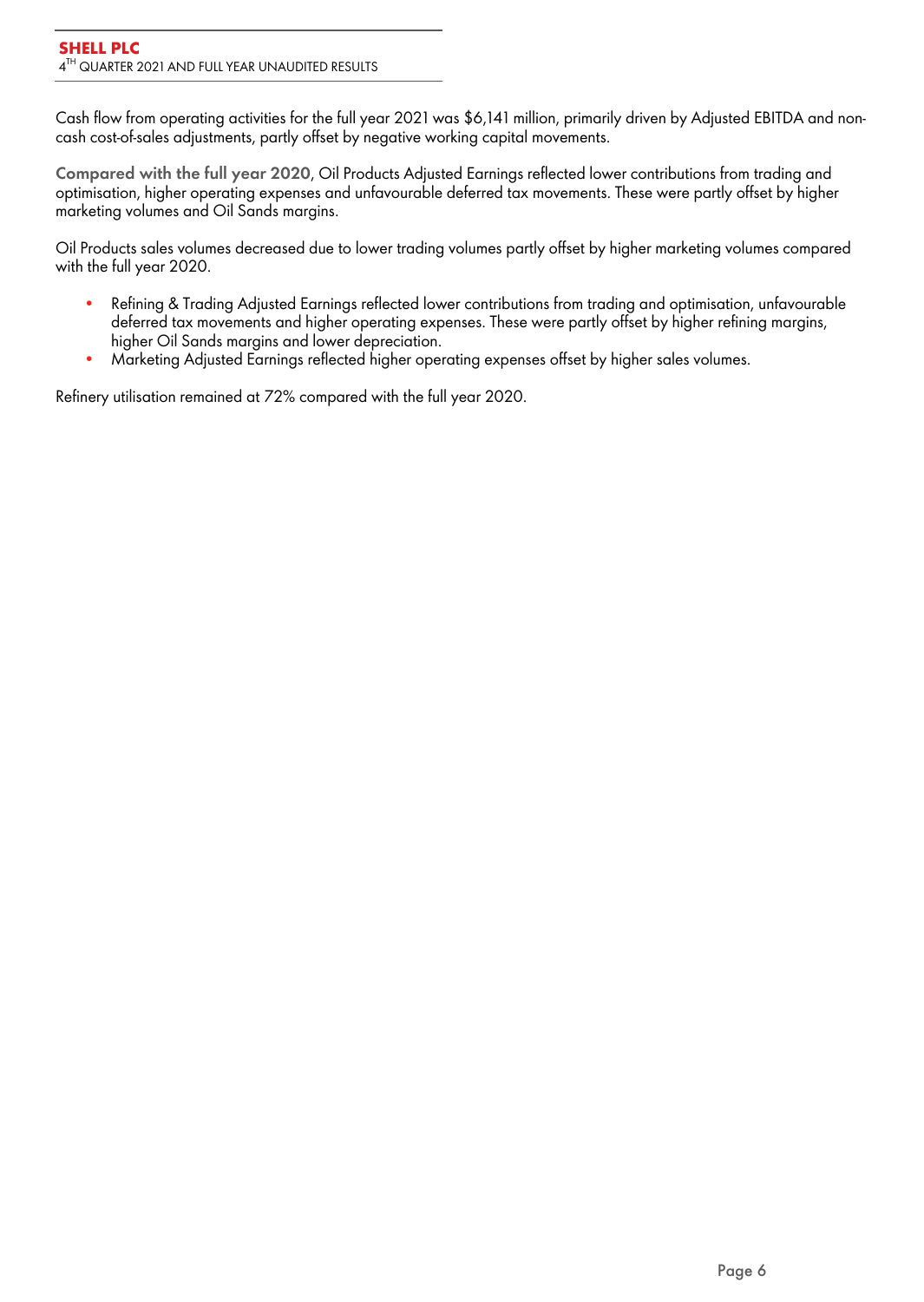Cash flow from operating activities for the full year 2021 was $6,141 million, primarily driven by Adjusted EBITDA and non-cash cost-of-sales adjustments, partly offset by negative working capital movements.

**Compared with the full year 2020**, Oil Products Adjusted Earnings reflected lower contributions from trading and optimisation, higher operating expenses and unfavourable deferred tax movements. These were partly offset by higher marketing volumes and Oil Sands margins.

Oil Products sales volumes decreased due to lower trading volumes partly offset by higher marketing volumes compared with the full year 2020.

- Refining & Trading Adjusted Earnings reflected lower contributions from trading and optimisation, unfavourable deferred tax movements and higher operating expenses. These were partly offset by higher refining margins, higher Oil Sands margins and lower depreciation.
- Marketing Adjusted Earnings reflected higher operating expenses offset by higher sales volumes.

Refinery utilisation remained at 72% compared with the full year 2020.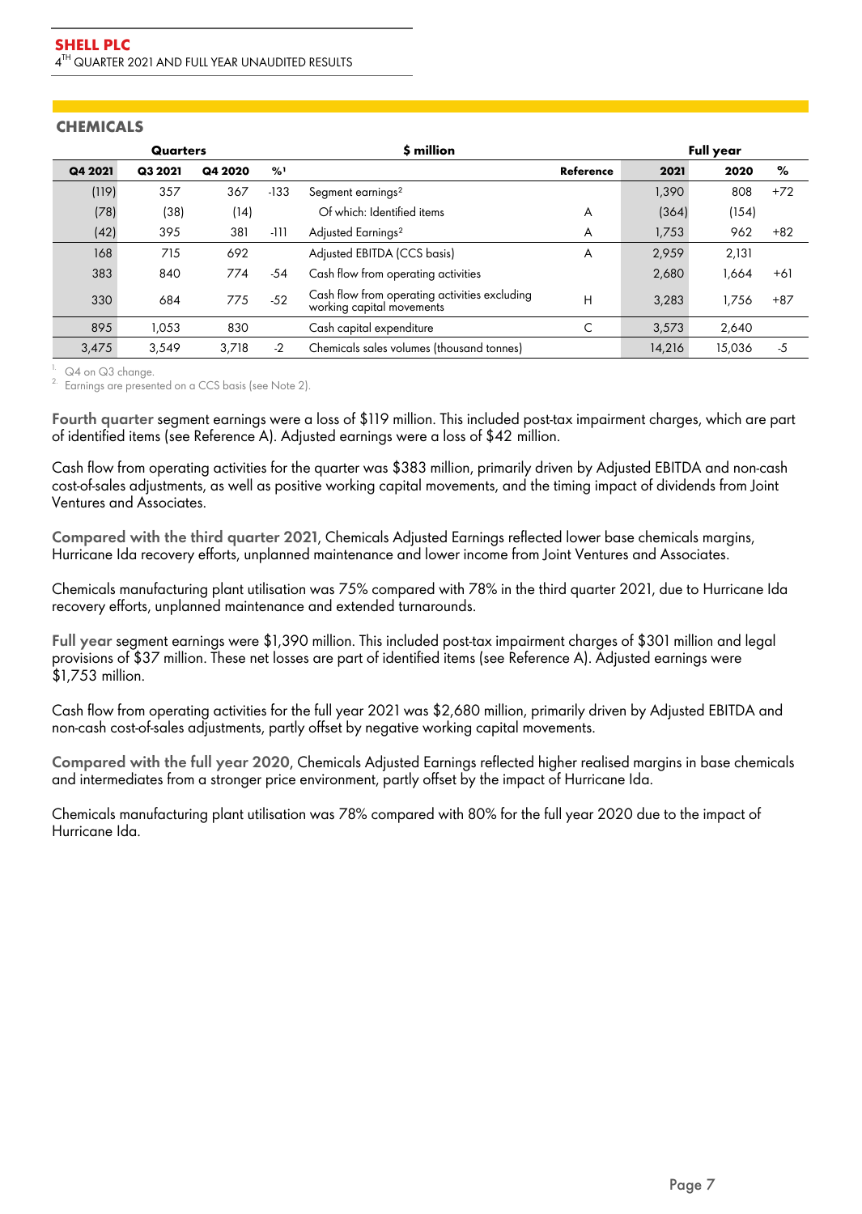## CHEMICALS

| Quarters | | | | $ million | | Full year | | |
|---|---|---|---|---|---|---|---|---|
| Q4 2021 | Q3 2021 | Q4 2020 | %[1] | | Reference | 2021 | 2020 | % |
| (119) | 357 | 367 | -133 | Segment earnings[2] | | 1,390 | 808 | +72 |
| (78) | (38) | (14) | | Of which: Identified items | A | (364) | (154) | |
| (42) | 395 | 381 | -111 | Adjusted Earnings[2] | A | 1,753 | 962 | +82 |
| 168 | 715 | 692 | | Adjusted EBITDA (CCS basis) | A | 2,959 | 2,131 | |
| 383 | 840 | 774 | -54 | Cash flow from operating activities | | 2,680 | 1,664 | +61 |
| 330 | 684 | 775 | -52 | Cash flow from operating activities excluding working capital movements | H | 3,283 | 1,756 | +87 |
| 895 | 1,053 | 830 | | Cash capital expenditure | C | 3,573 | 2,640 | |
| 3,475 | 3,549 | 3,718 | -2 | Chemicals sales volumes (thousand tonnes) | | 14,216 | 15,036 | -5 |

1. Q4 on Q3 change.
2. Earnings are presented on a CCS basis (see Note 2).

**Fourth quarter** segment earnings were a loss of $119 million. This included post-tax impairment charges, which are part of identified items (see Reference A). Adjusted earnings were a loss of $42 million.

Cash flow from operating activities for the quarter was $383 million, primarily driven by Adjusted EBITDA and non-cash cost-of-sales adjustments, as well as positive working capital movements, and the timing impact of dividends from Joint Ventures and Associates.

**Compared with the third quarter 2021**, Chemicals Adjusted Earnings reflected lower base chemicals margins, Hurricane Ida recovery efforts, unplanned maintenance and lower income from Joint Ventures and Associates.

Chemicals manufacturing plant utilisation was 75% compared with 78% in the third quarter 2021, due to Hurricane Ida recovery efforts, unplanned maintenance and extended turnarounds.

**Full year** segment earnings were $1,390 million. This included post-tax impairment charges of $301 million and legal provisions of $37 million. These net losses are part of identified items (see Reference A). Adjusted earnings were $1,753 million.

Cash flow from operating activities for the full year 2021 was $2,680 million, primarily driven by Adjusted EBITDA and non-cash cost-of-sales adjustments, partly offset by negative working capital movements.

**Compared with the full year 2020**, Chemicals Adjusted Earnings reflected higher realised margins in base chemicals and intermediates from a stronger price environment, partly offset by the impact of Hurricane Ida.

Chemicals manufacturing plant utilisation was 78% compared with 80% for the full year 2020 due to the impact of Hurricane Ida.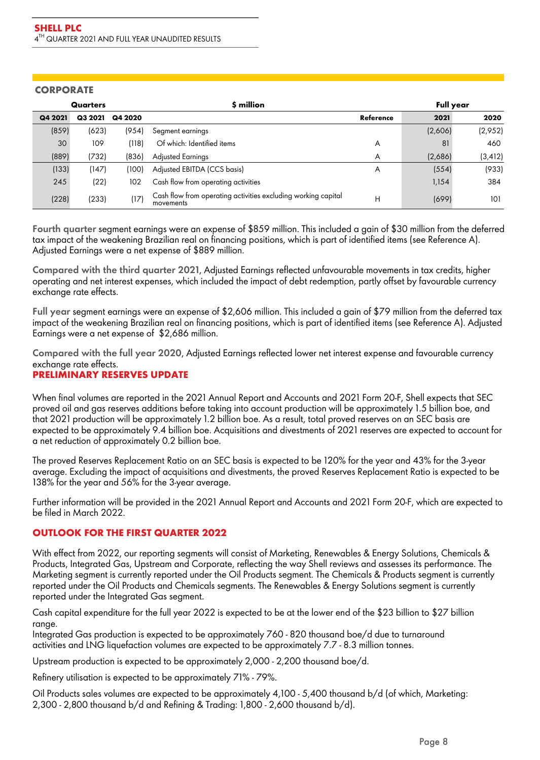## CORPORATE

| Quarters | | | $ million | | Full year | |
|---|---|---|---|---|---|---|
| Q4 2021 | Q3 2021 | Q4 2020 | | Reference | 2021 | 2020 |
| (859) | (623) | (954) | Segment earnings | | (2,606) | (2,952) |
| 30 | 109 | (118) | Of which: Identified items | A | 81 | 460 |
| (889) | (732) | (836) | Adjusted Earnings | A | (2,686) | (3,412) |
| (133) | (147) | (100) | Adjusted EBITDA (CCS basis) | A | (554) | (933) |
| 245 | (22) | 102 | Cash flow from operating activities | | 1,154 | 384 |
| (228) | (233) | (17) | Cash flow from operating activities excluding working capital movements | H | (699) | 101 |

**Fourth quarter** segment earnings were an expense of $859 million. This included a gain of $30 million from the deferred tax impact of the weakening Brazilian real on financing positions, which is part of identified items (see Reference A). Adjusted Earnings were a net expense of $889 million.

**Compared with the third quarter 2021**, Adjusted Earnings reflected unfavourable movements in tax credits, higher operating and net interest expenses, which included the impact of debt redemption, partly offset by favourable currency exchange rate effects.

**Full year** segment earnings were an expense of $2,606 million. This included a gain of $79 million from the deferred tax impact of the weakening Brazilian real on financing positions, which is part of identified items (see Reference A). Adjusted Earnings were a net expense of $2,686 million.

**Compared with the full year 2020**, Adjusted Earnings reflected lower net interest expense and favourable currency exchange rate effects.

## PRELIMINARY RESERVES UPDATE

When final volumes are reported in the 2021 Annual Report and Accounts and 2021 Form 20-F, Shell expects that SEC proved oil and gas reserves additions before taking into account production will be approximately 1.5 billion boe, and that 2021 production will be approximately 1.2 billion boe. As a result, total proved reserves on an SEC basis are expected to be approximately 9.4 billion boe. Acquisitions and divestments of 2021 reserves are expected to account for a net reduction of approximately 0.2 billion boe.

The proved Reserves Replacement Ratio on an SEC basis is expected to be 120% for the year and 43% for the 3-year average. Excluding the impact of acquisitions and divestments, the proved Reserves Replacement Ratio is expected to be 138% for the year and 56% for the 3-year average.

Further information will be provided in the 2021 Annual Report and Accounts and 2021 Form 20-F, which are expected to be filed in March 2022.

## OUTLOOK FOR THE FIRST QUARTER 2022

With effect from 2022, our reporting segments will consist of Marketing, Renewables & Energy Solutions, Chemicals & Products, Integrated Gas, Upstream and Corporate, reflecting the way Shell reviews and assesses its performance. The Marketing segment is currently reported under the Oil Products segment. The Chemicals & Products segment is currently reported under the Oil Products and Chemicals segments. The Renewables & Energy Solutions segment is currently reported under the Integrated Gas segment.

Cash capital expenditure for the full year 2022 is expected to be at the lower end of the $23 billion to $27 billion range.

Integrated Gas production is expected to be approximately 760 - 820 thousand boe/d due to turnaround activities and LNG liquefaction volumes are expected to be approximately 7.7 - 8.3 million tonnes.

Upstream production is expected to be approximately 2,000 - 2,200 thousand boe/d.

Refinery utilisation is expected to be approximately 71% - 79%.

Oil Products sales volumes are expected to be approximately 4,100 - 5,400 thousand b/d (of which, Marketing: 2,300 - 2,800 thousand b/d and Refining & Trading: 1,800 - 2,600 thousand b/d).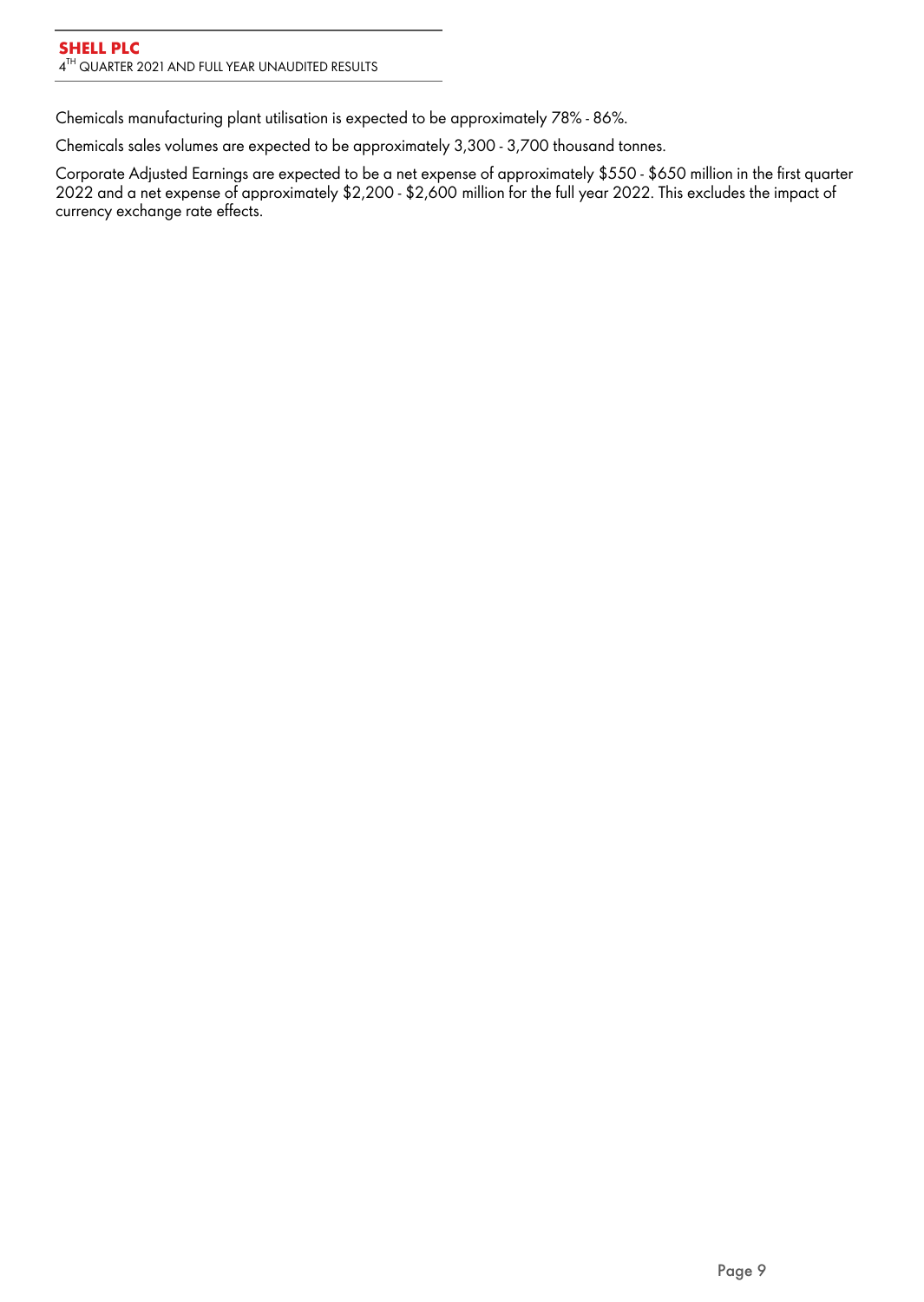Chemicals manufacturing plant utilisation is expected to be approximately 78% - 86%.

Chemicals sales volumes are expected to be approximately 3,300 - 3,700 thousand tonnes.

Corporate Adjusted Earnings are expected to be a net expense of approximately $550 - $650 million in the first quarter 2022 and a net expense of approximately $2,200 - $2,600 million for the full year 2022. This excludes the impact of currency exchange rate effects.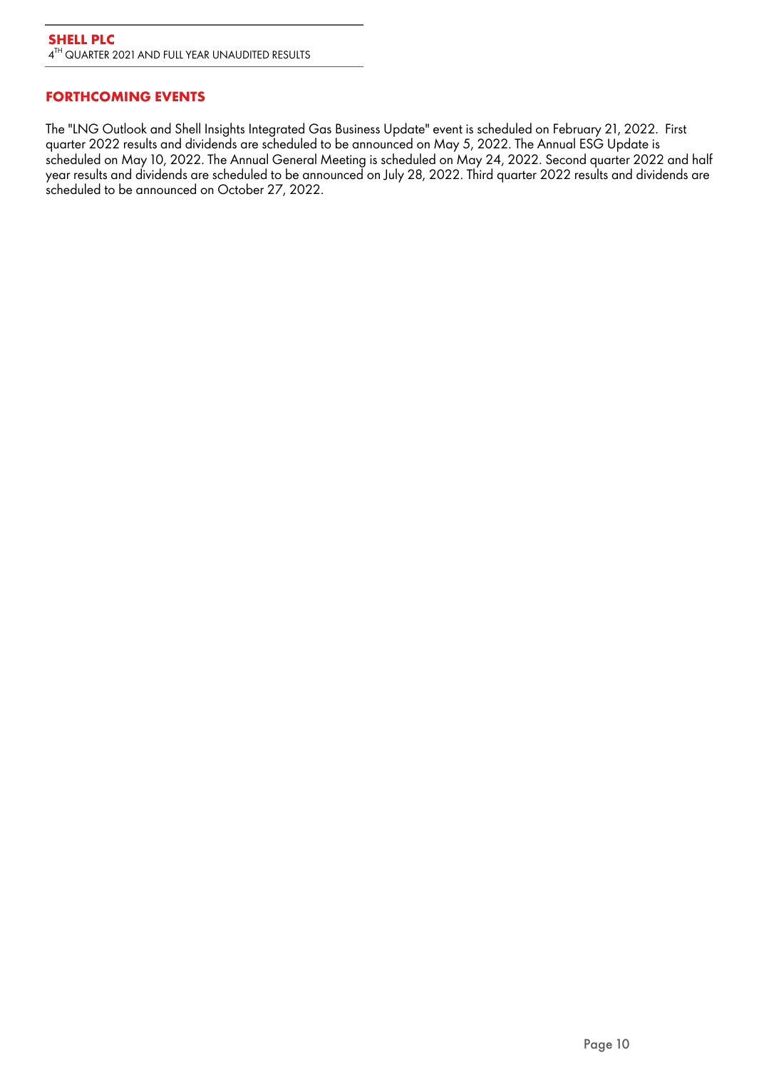## FORTHCOMING EVENTS

The "LNG Outlook and Shell Insights Integrated Gas Business Update" event is scheduled on February 21, 2022. First quarter 2022 results and dividends are scheduled to be announced on May 5, 2022. The Annual ESG Update is scheduled on May 10, 2022. The Annual General Meeting is scheduled on May 24, 2022. Second quarter 2022 and half year results and dividends are scheduled to be announced on July 28, 2022. Third quarter 2022 results and dividends are scheduled to be announced on October 27, 2022.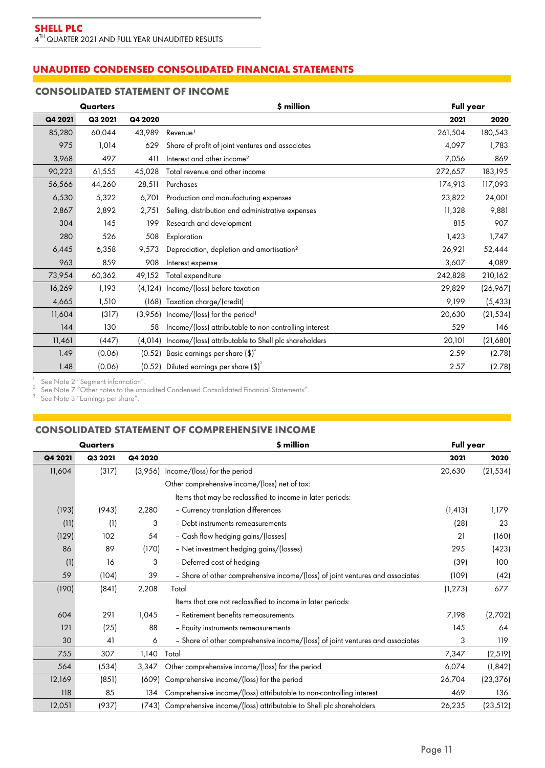## UNAUDITED CONDENSED CONSOLIDATED FINANCIAL STATEMENTS

### CONSOLIDATED STATEMENT OF INCOME

| Quarters | | | $ million | Full year | |
|---|---|---|---|---|---|
| Q4 2021 | Q3 2021 | Q4 2020 | | 2021 | 2020 |
| 85,280 | 60,044 | 43,989 | Revenue[1] | 261,504 | 180,543 |
| 975 | 1,014 | 629 | Share of profit of joint ventures and associates | 4,097 | 1,783 |
| 3,968 | 497 | 411 | Interest and other income[2] | 7,056 | 869 |
| 90,223 | 61,555 | 45,028 | Total revenue and other income | 272,657 | 183,195 |
| 56,566 | 44,260 | 28,511 | Purchases | 174,913 | 117,093 |
| 6,530 | 5,322 | 6,701 | Production and manufacturing expenses | 23,822 | 24,001 |
| 2,867 | 2,892 | 2,751 | Selling, distribution and administrative expenses | 11,328 | 9,881 |
| 304 | 145 | 199 | Research and development | 815 | 907 |
| 280 | 526 | 508 | Exploration | 1,423 | 1,747 |
| 6,445 | 6,358 | 9,573 | Depreciation, depletion and amortisation[2] | 26,921 | 52,444 |
| 963 | 859 | 908 | Interest expense | 3,607 | 4,089 |
| 73,954 | 60,362 | 49,152 | Total expenditure | 242,828 | 210,162 |
| 16,269 | 1,193 | (4,124) | Income/(loss) before taxation | 29,829 | (26,967) |
| 4,665 | 1,510 | (168) | Taxation charge/(credit) | 9,199 | (5,433) |
| 11,604 | (317) | (3,956) | Income/(loss) for the period[1] | 20,630 | (21,534) |
| 144 | 130 | 58 | Income/(loss) attributable to non-controlling interest | 529 | 146 |
| 11,461 | (447) | (4,014) | Income/(loss) attributable to Shell plc shareholders | 20,101 | (21,680) |
| 1.49 | (0.06) | (0.52) | Basic earnings per share ($)[3] | 2.59 | (2.78) |
| 1.48 | (0.06) | (0.52) | Diluted earnings per share ($)[3] | 2.57 | (2.78) |

1. See Note 2 "Segment information".
2. See Note 7 "Other notes to the unaudited Condensed Consolidated Financial Statements".
3. See Note 3 "Earnings per share".

### CONSOLIDATED STATEMENT OF COMPREHENSIVE INCOME

| Quarters | | | $ million | Full year | |
|---|---|---|---|---|---|
| Q4 2021 | Q3 2021 | Q4 2020 | | 2021 | 2020 |
| 11,604 | (317) | (3,956) | Income/(loss) for the period | 20,630 | (21,534) |
| | | | Other comprehensive income/(loss) net of tax: | | |
| | | | Items that may be reclassified to income in later periods: | | |
| (193) | (943) | 2,280 | – Currency translation differences | (1,413) | 1,179 |
| (11) | (1) | 3 | – Debt instruments remeasurements | (28) | 23 |
| (129) | 102 | 54 | – Cash flow hedging gains/(losses) | 21 | (160) |
| 86 | 89 | (170) | – Net investment hedging gains/(losses) | 295 | (423) |
| (1) | 16 | 3 | – Deferred cost of hedging | (39) | 100 |
| 59 | (104) | 39 | – Share of other comprehensive income/(loss) of joint ventures and associates | (109) | (42) |
| (190) | (841) | 2,208 | Total | (1,273) | 677 |
| | | | Items that are not reclassified to income in later periods: | | |
| 604 | 291 | 1,045 | – Retirement benefits remeasurements | 7,198 | (2,702) |
| 121 | (25) | 88 | – Equity instruments remeasurements | 145 | 64 |
| 30 | 41 | 6 | – Share of other comprehensive income/(loss) of joint ventures and associates | 3 | 119 |
| 755 | 307 | 1,140 | Total | 7,347 | (2,519) |
| 564 | (534) | 3,347 | Other comprehensive income/(loss) for the period | 6,074 | (1,842) |
| 12,169 | (851) | (609) | Comprehensive income/(loss) for the period | 26,704 | (23,376) |
| 118 | 85 | 134 | Comprehensive income/(loss) attributable to non-controlling interest | 469 | 136 |
| 12,051 | (937) | (743) | Comprehensive income/(loss) attributable to Shell plc shareholders | 26,235 | (23,512) |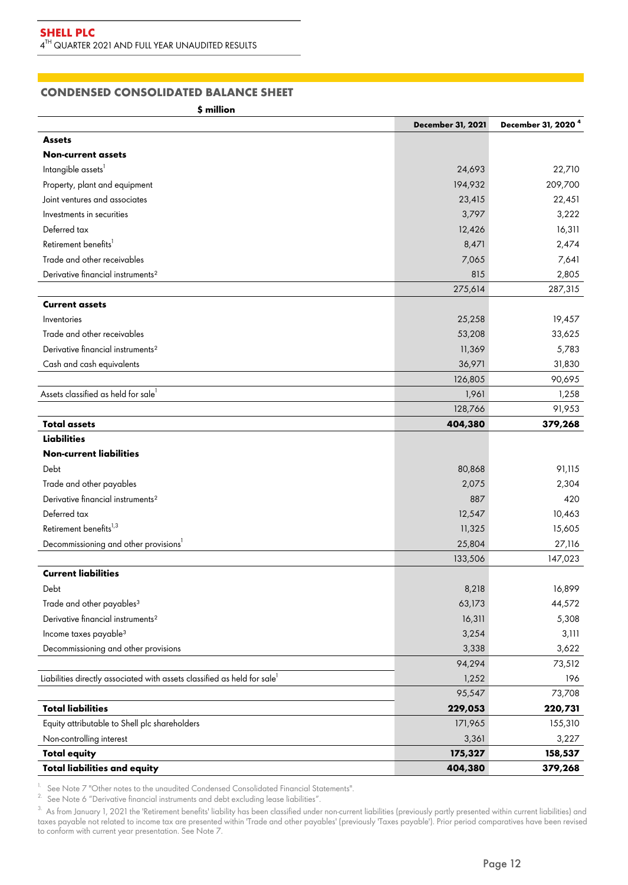## CONDENSED CONSOLIDATED BALANCE SHEET

| $ million | December 31, 2021 | December 31, 2020 [4] |
|---|---|---|
| **Assets** | | |
| **Non-current assets** | | |
| Intangible assets[1] | 24,693 | 22,710 |
| Property, plant and equipment | 194,932 | 209,700 |
| Joint ventures and associates | 23,415 | 22,451 |
| Investments in securities | 3,797 | 3,222 |
| Deferred tax | 12,426 | 16,311 |
| Retirement benefits[1] | 8,471 | 2,474 |
| Trade and other receivables | 7,065 | 7,641 |
| Derivative financial instruments[2] | 815 | 2,805 |
| | 275,614 | 287,315 |
| **Current assets** | | |
| Inventories | 25,258 | 19,457 |
| Trade and other receivables | 53,208 | 33,625 |
| Derivative financial instruments[2] | 11,369 | 5,783 |
| Cash and cash equivalents | 36,971 | 31,830 |
| | 126,805 | 90,695 |
| Assets classified as held for sale[1] | 1,961 | 1,258 |
| | 128,766 | 91,953 |
| **Total assets** | **404,380** | **379,268** |
| **Liabilities** | | |
| **Non-current liabilities** | | |
| Debt | 80,868 | 91,115 |
| Trade and other payables | 2,075 | 2,304 |
| Derivative financial instruments[2] | 887 | 420 |
| Deferred tax | 12,547 | 10,463 |
| Retirement benefits[1,3] | 11,325 | 15,605 |
| Decommissioning and other provisions[1] | 25,804 | 27,116 |
| | 133,506 | 147,023 |
| **Current liabilities** | | |
| Debt | 8,218 | 16,899 |
| Trade and other payables[3] | 63,173 | 44,572 |
| Derivative financial instruments[2] | 16,311 | 5,308 |
| Income taxes payable[3] | 3,254 | 3,111 |
| Decommissioning and other provisions | 3,338 | 3,622 |
| | 94,294 | 73,512 |
| Liabilities directly associated with assets classified as held for sale[1] | 1,252 | 196 |
| | 95,547 | 73,708 |
| **Total liabilities** | **229,053** | **220,731** |
| Equity attributable to Shell plc shareholders | 171,965 | 155,310 |
| Non-controlling interest | 3,361 | 3,227 |
| **Total equity** | **175,327** | **158,537** |
| **Total liabilities and equity** | **404,380** | **379,268** |

1. See Note 7 "Other notes to the unaudited Condensed Consolidated Financial Statements".
2. See Note 6 "Derivative financial instruments and debt excluding lease liabilities".
3. As from January 1, 2021 the 'Retirement benefits' liability has been classified under non-current liabilities (previously partly presented within current liabilities) and taxes payable not related to income tax are presented within 'Trade and other payables' (previously 'Taxes payable'). Prior period comparatives have been revised to conform with current year presentation. See Note 7.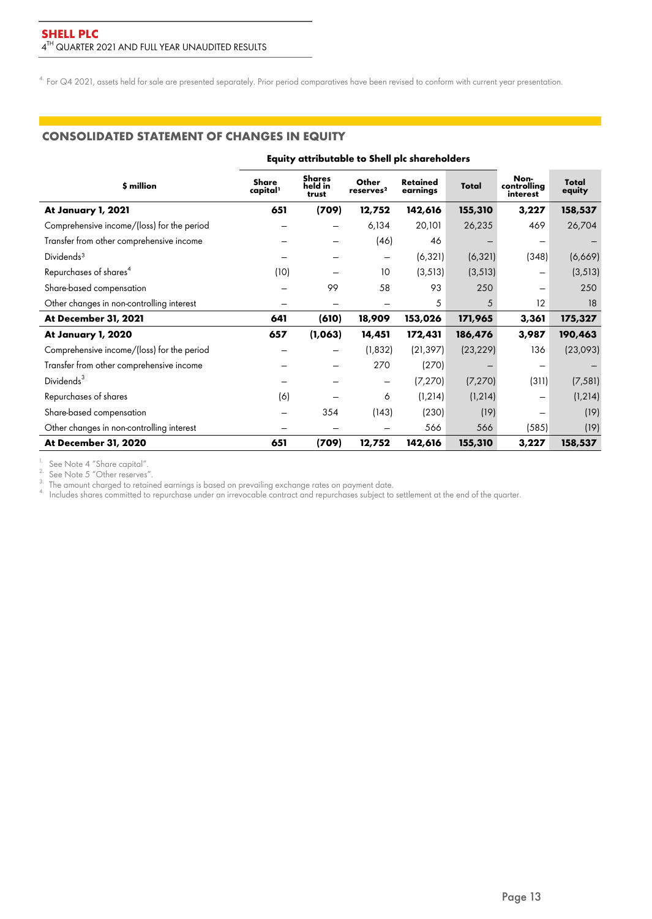[4] For Q4 2021, assets held for sale are presented separately. Prior period comparatives have been revised to conform with current year presentation.

## CONSOLIDATED STATEMENT OF CHANGES IN EQUITY

| | Equity attributable to Shell plc shareholders | | | | | | |
|---|---|---|---|---|---|---|---|
| **$ million** | **Share capital[1]** | **Shares held in trust** | **Other reserves[2]** | **Retained earnings** | **Total** | **Non-controlling interest** | **Total equity** |
| **At January 1, 2021** | **651** | **(709)** | **12,752** | **142,616** | **155,310** | **3,227** | **158,537** |
| Comprehensive income/(loss) for the period | – | – | 6,134 | 20,101 | 26,235 | 469 | 26,704 |
| Transfer from other comprehensive income | – | – | (46) | 46 | – | – | – |
| Dividends[3] | – | – | – | (6,321) | (6,321) | (348) | (6,669) |
| Repurchases of shares[4] | (10) | – | 10 | (3,513) | (3,513) | – | (3,513) |
| Share-based compensation | – | 99 | 58 | 93 | 250 | – | 250 |
| Other changes in non-controlling interest | – | – | – | 5 | 5 | 12 | 18 |
| **At December 31, 2021** | **641** | **(610)** | **18,909** | **153,026** | **171,965** | **3,361** | **175,327** |
| **At January 1, 2020** | **657** | **(1,063)** | **14,451** | **172,431** | **186,476** | **3,987** | **190,463** |
| Comprehensive income/(loss) for the period | – | – | (1,832) | (21,397) | (23,229) | 136 | (23,093) |
| Transfer from other comprehensive income | – | – | 270 | (270) | – | – | – |
| Dividends[3] | – | – | – | (7,270) | (7,270) | (311) | (7,581) |
| Repurchases of shares | (6) | – | 6 | (1,214) | (1,214) | – | (1,214) |
| Share-based compensation | – | 354 | (143) | (230) | (19) | – | (19) |
| Other changes in non-controlling interest | – | – | – | 566 | 566 | (585) | (19) |
| **At December 31, 2020** | **651** | **(709)** | **12,752** | **142,616** | **155,310** | **3,227** | **158,537** |

1. See Note 4 "Share capital".
2. See Note 5 "Other reserves".
3. The amount charged to retained earnings is based on prevailing exchange rates on payment date.
4. Includes shares committed to repurchase under an irrevocable contract and repurchases subject to settlement at the end of the quarter.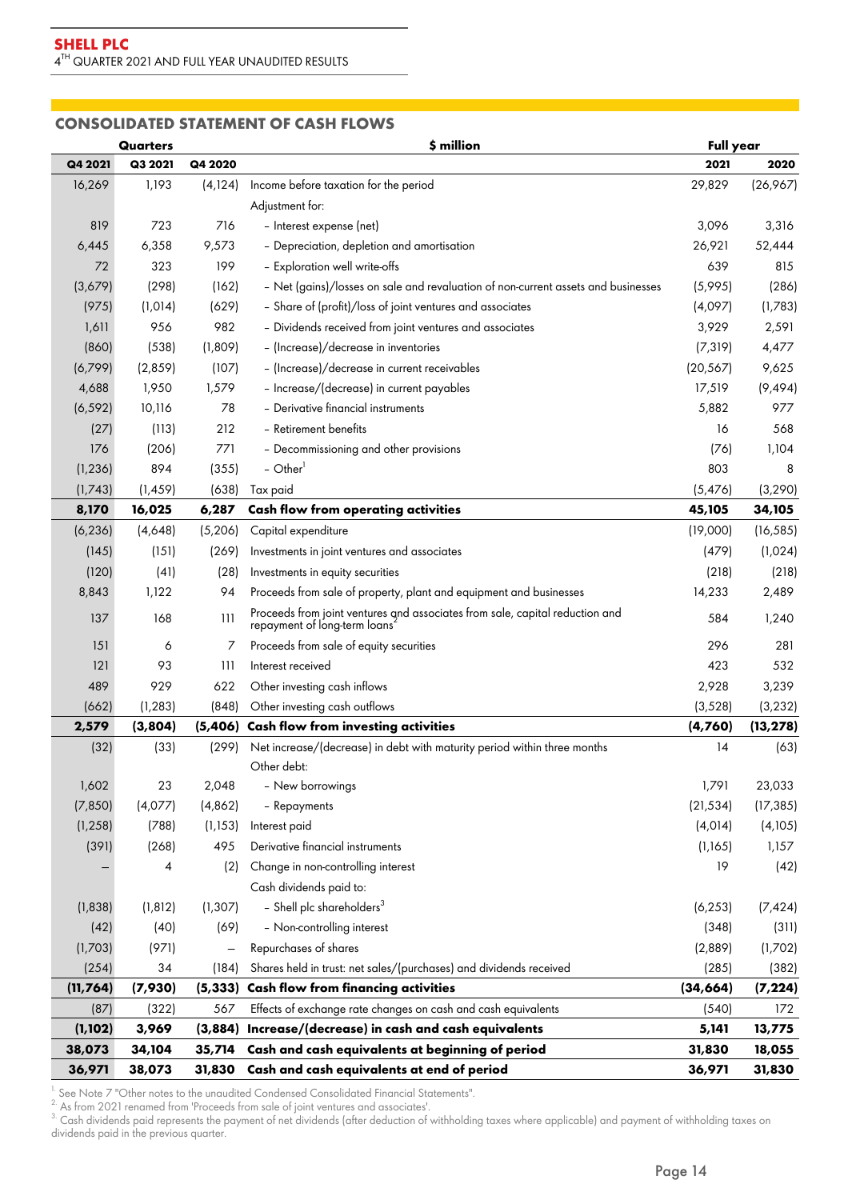## CONSOLIDATED STATEMENT OF CASH FLOWS

| Quarters | | | $ million | Full year | |
|---|---|---|---|---|---|
| Q4 2021 | Q3 2021 | Q4 2020 | | 2021 | 2020 |
| 16,269 | 1,193 | (4,124) | Income before taxation for the period | 29,829 | (26,967) |
| | | | Adjustment for: | | |
| 819 | 723 | 716 | – Interest expense (net) | 3,096 | 3,316 |
| 6,445 | 6,358 | 9,573 | – Depreciation, depletion and amortisation | 26,921 | 52,444 |
| 72 | 323 | 199 | – Exploration well write-offs | 639 | 815 |
| (3,679) | (298) | (162) | – Net (gains)/losses on sale and revaluation of non-current assets and businesses | (5,995) | (286) |
| (975) | (1,014) | (629) | – Share of (profit)/loss of joint ventures and associates | (4,097) | (1,783) |
| 1,611 | 956 | 982 | – Dividends received from joint ventures and associates | 3,929 | 2,591 |
| (860) | (538) | (1,809) | – (Increase)/decrease in inventories | (7,319) | 4,477 |
| (6,799) | (2,859) | (107) | – (Increase)/decrease in current receivables | (20,567) | 9,625 |
| 4,688 | 1,950 | 1,579 | – Increase/(decrease) in current payables | 17,519 | (9,494) |
| (6,592) | 10,116 | 78 | – Derivative financial instruments | 5,882 | 977 |
| (27) | (113) | 212 | – Retirement benefits | 16 | 568 |
| 176 | (206) | 771 | – Decommissioning and other provisions | (76) | 1,104 |
| (1,236) | 894 | (355) | – Other[1] | 803 | 8 |
| (1,743) | (1,459) | (638) | Tax paid | (5,476) | (3,290) |
| **8,170** | **16,025** | **6,287** | **Cash flow from operating activities** | **45,105** | **34,105** |
| (6,236) | (4,648) | (5,206) | Capital expenditure | (19,000) | (16,585) |
| (145) | (151) | (269) | Investments in joint ventures and associates | (479) | (1,024) |
| (120) | (41) | (28) | Investments in equity securities | (218) | (218) |
| 8,843 | 1,122 | 94 | Proceeds from sale of property, plant and equipment and businesses | 14,233 | 2,489 |
| 137 | 168 | 111 | Proceeds from joint ventures and associates from sale, capital reduction and repayment of long-term loans[2] | 584 | 1,240 |
| 151 | 6 | 7 | Proceeds from sale of equity securities | 296 | 281 |
| 121 | 93 | 111 | Interest received | 423 | 532 |
| 489 | 929 | 622 | Other investing cash inflows | 2,928 | 3,239 |
| (662) | (1,283) | (848) | Other investing cash outflows | (3,528) | (3,232) |
| **2,579** | **(3,804)** | **(5,406)** | **Cash flow from investing activities** | **(4,760)** | **(13,278)** |
| (32) | (33) | (299) | Net increase/(decrease) in debt with maturity period within three months | 14 | (63) |
| | | | Other debt: | | |
| 1,602 | 23 | 2,048 | – New borrowings | 1,791 | 23,033 |
| (7,850) | (4,077) | (4,862) | – Repayments | (21,534) | (17,385) |
| (1,258) | (788) | (1,153) | Interest paid | (4,014) | (4,105) |
| (391) | (268) | 495 | Derivative financial instruments | (1,165) | 1,157 |
| – | 4 | (2) | Change in non-controlling interest | 19 | (42) |
| | | | Cash dividends paid to: | | |
| (1,838) | (1,812) | (1,307) | – Shell plc shareholders[3] | (6,253) | (7,424) |
| (42) | (40) | (69) | – Non-controlling interest | (348) | (311) |
| (1,703) | (971) | – | Repurchases of shares | (2,889) | (1,702) |
| (254) | 34 | (184) | Shares held in trust: net sales/(purchases) and dividends received | (285) | (382) |
| **(11,764)** | **(7,930)** | **(5,333)** | **Cash flow from financing activities** | **(34,664)** | **(7,224)** |
| (87) | (322) | 567 | Effects of exchange rate changes on cash and cash equivalents | (540) | 172 |
| **(1,102)** | **3,969** | **(3,884)** | **Increase/(decrease) in cash and cash equivalents** | **5,141** | **13,775** |
| **38,073** | **34,104** | **35,714** | **Cash and cash equivalents at beginning of period** | **31,830** | **18,055** |
| **36,971** | **38,073** | **31,830** | **Cash and cash equivalents at end of period** | **36,971** | **31,830** |

[1] See Note 7 "Other notes to the unaudited Condensed Consolidated Financial Statements".
[2] As from 2021 renamed from 'Proceeds from sale of joint ventures and associates'.
[3] Cash dividends paid represents the payment of net dividends (after deduction of withholding taxes where applicable) and payment of withholding taxes on dividends paid in the previous quarter.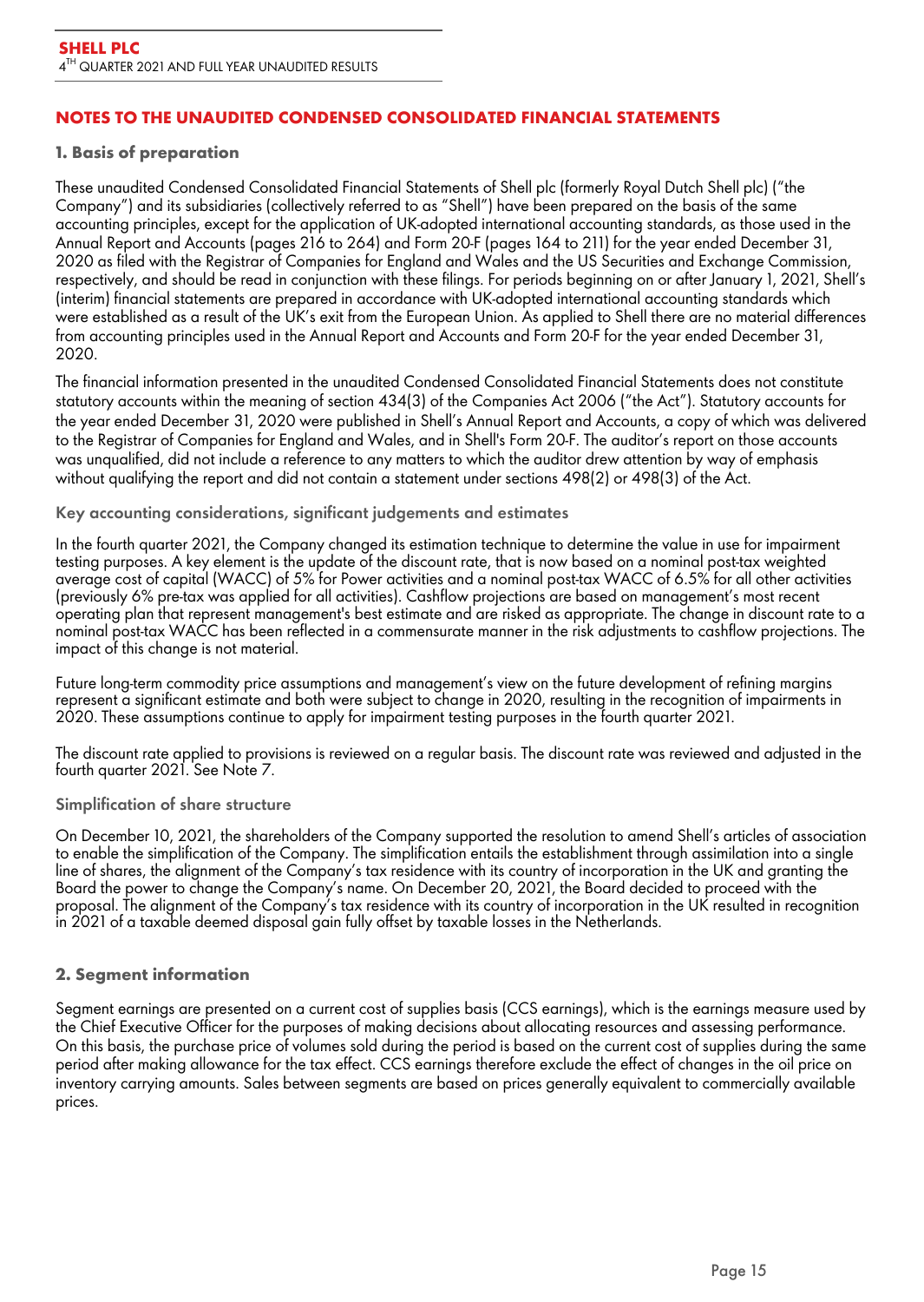## NOTES TO THE UNAUDITED CONDENSED CONSOLIDATED FINANCIAL STATEMENTS

### 1. Basis of preparation

These unaudited Condensed Consolidated Financial Statements of Shell plc (formerly Royal Dutch Shell plc) ("the Company") and its subsidiaries (collectively referred to as "Shell") have been prepared on the basis of the same accounting principles, except for the application of UK-adopted international accounting standards, as those used in the Annual Report and Accounts (pages 216 to 264) and Form 20-F (pages 164 to 211) for the year ended December 31, 2020 as filed with the Registrar of Companies for England and Wales and the US Securities and Exchange Commission, respectively, and should be read in conjunction with these filings. For periods beginning on or after January 1, 2021, Shell's (interim) financial statements are prepared in accordance with UK-adopted international accounting standards which were established as a result of the UK's exit from the European Union. As applied to Shell there are no material differences from accounting principles used in the Annual Report and Accounts and Form 20-F for the year ended December 31, 2020.

The financial information presented in the unaudited Condensed Consolidated Financial Statements does not constitute statutory accounts within the meaning of section 434(3) of the Companies Act 2006 ("the Act"). Statutory accounts for the year ended December 31, 2020 were published in Shell's Annual Report and Accounts, a copy of which was delivered to the Registrar of Companies for England and Wales, and in Shell's Form 20-F. The auditor's report on those accounts was unqualified, did not include a reference to any matters to which the auditor drew attention by way of emphasis without qualifying the report and did not contain a statement under sections 498(2) or 498(3) of the Act.

#### Key accounting considerations, significant judgements and estimates

In the fourth quarter 2021, the Company changed its estimation technique to determine the value in use for impairment testing purposes. A key element is the update of the discount rate, that is now based on a nominal post-tax weighted average cost of capital (WACC) of 5% for Power activities and a nominal post-tax WACC of 6.5% for all other activities (previously 6% pre-tax was applied for all activities). Cashflow projections are based on management's most recent operating plan that represent management's best estimate and are risked as appropriate. The change in discount rate to a nominal post-tax WACC has been reflected in a commensurate manner in the risk adjustments to cashflow projections. The impact of this change is not material.

Future long-term commodity price assumptions and management's view on the future development of refining margins represent a significant estimate and both were subject to change in 2020, resulting in the recognition of impairments in 2020. These assumptions continue to apply for impairment testing purposes in the fourth quarter 2021.

The discount rate applied to provisions is reviewed on a regular basis. The discount rate was reviewed and adjusted in the fourth quarter 2021. See Note 7.

#### Simplification of share structure

On December 10, 2021, the shareholders of the Company supported the resolution to amend Shell's articles of association to enable the simplification of the Company. The simplification entails the establishment through assimilation into a single line of shares, the alignment of the Company's tax residence with its country of incorporation in the UK and granting the Board the power to change the Company's name. On December 20, 2021, the Board decided to proceed with the proposal. The alignment of the Company's tax residence with its country of incorporation in the UK resulted in recognition in 2021 of a taxable deemed disposal gain fully offset by taxable losses in the Netherlands.

### 2. Segment information

Segment earnings are presented on a current cost of supplies basis (CCS earnings), which is the earnings measure used by the Chief Executive Officer for the purposes of making decisions about allocating resources and assessing performance. On this basis, the purchase price of volumes sold during the period is based on the current cost of supplies during the same period after making allowance for the tax effect. CCS earnings therefore exclude the effect of changes in the oil price on inventory carrying amounts. Sales between segments are based on prices generally equivalent to commercially available prices.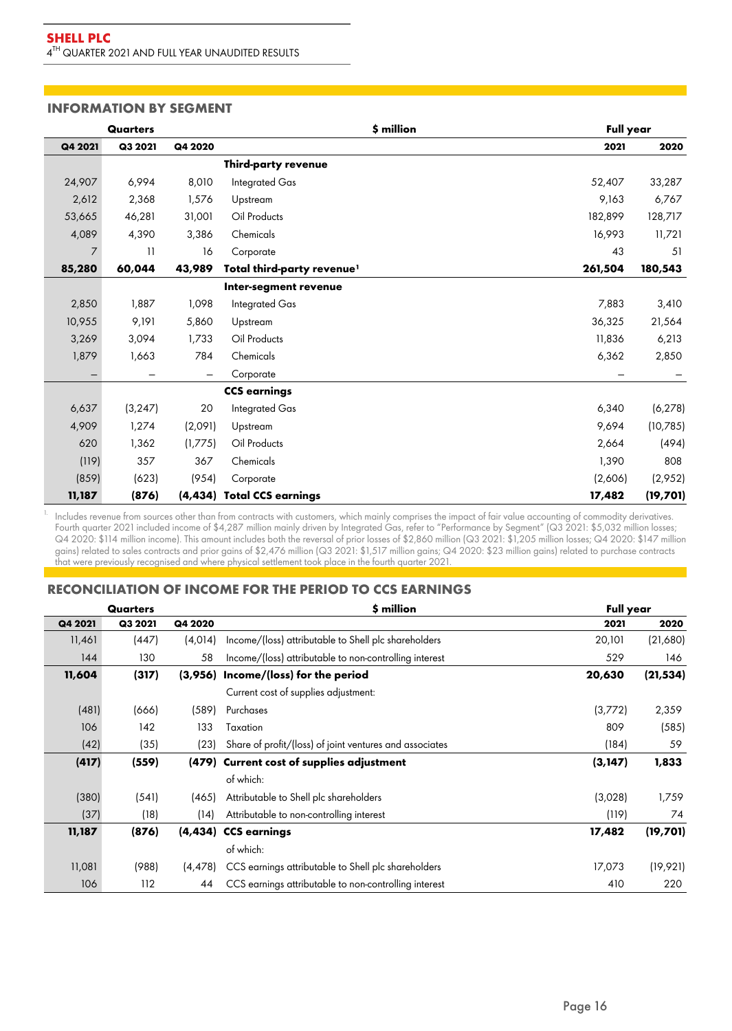## INFORMATION BY SEGMENT

| Quarters | | | $ million | Full year | |
|---|---|---|---|---|---|
| Q4 2021 | Q3 2021 | Q4 2020 | | 2021 | 2020 |
| | | | **Third-party revenue** | | |
| 24,907 | 6,994 | 8,010 | Integrated Gas | 52,407 | 33,287 |
| 2,612 | 2,368 | 1,576 | Upstream | 9,163 | 6,767 |
| 53,665 | 46,281 | 31,001 | Oil Products | 182,899 | 128,717 |
| 4,089 | 4,390 | 3,386 | Chemicals | 16,993 | 11,721 |
| 7 | 11 | 16 | Corporate | 43 | 51 |
| **85,280** | **60,044** | **43,989** | **Total third-party revenue[1]** | **261,504** | **180,543** |
| | | | **Inter-segment revenue** | | |
| 2,850 | 1,887 | 1,098 | Integrated Gas | 7,883 | 3,410 |
| 10,955 | 9,191 | 5,860 | Upstream | 36,325 | 21,564 |
| 3,269 | 3,094 | 1,733 | Oil Products | 11,836 | 6,213 |
| 1,879 | 1,663 | 784 | Chemicals | 6,362 | 2,850 |
| – | – | – | Corporate | – | – |
| | | | **CCS earnings** | | |
| 6,637 | (3,247) | 20 | Integrated Gas | 6,340 | (6,278) |
| 4,909 | 1,274 | (2,091) | Upstream | 9,694 | (10,785) |
| 620 | 1,362 | (1,775) | Oil Products | 2,664 | (494) |
| (119) | 357 | 367 | Chemicals | 1,390 | 808 |
| (859) | (623) | (954) | Corporate | (2,606) | (2,952) |
| **11,187** | **(876)** | **(4,434)** | **Total CCS earnings** | **17,482** | **(19,701)** |

1. Includes revenue from sources other than from contracts with customers, which mainly comprises the impact of fair value accounting of commodity derivatives. Fourth quarter 2021 included income of $4,287 million mainly driven by Integrated Gas, refer to "Performance by Segment" (Q3 2021: $5,032 million losses; Q4 2020: $114 million income). This amount includes both the reversal of prior losses of $2,860 million (Q3 2021: $1,205 million losses; Q4 2020: $147 million gains) related to sales contracts and prior gains of $2,476 million (Q3 2021: $1,517 million gains; Q4 2020: $23 million gains) related to purchase contracts that were previously recognised and where physical settlement took place in the fourth quarter 2021.

## RECONCILIATION OF INCOME FOR THE PERIOD TO CCS EARNINGS

| Quarters | | | $ million | Full year | |
|---|---|---|---|---|---|
| Q4 2021 | Q3 2021 | Q4 2020 | | 2021 | 2020 |
| 11,461 | (447) | (4,014) | Income/(loss) attributable to Shell plc shareholders | 20,101 | (21,680) |
| 144 | 130 | 58 | Income/(loss) attributable to non-controlling interest | 529 | 146 |
| **11,604** | **(317)** | **(3,956)** | **Income/(loss) for the period** | **20,630** | **(21,534)** |
| | | | Current cost of supplies adjustment: | | |
| (481) | (666) | (589) | Purchases | (3,772) | 2,359 |
| 106 | 142 | 133 | Taxation | 809 | (585) |
| (42) | (35) | (23) | Share of profit/(loss) of joint ventures and associates | (184) | 59 |
| **(417)** | **(559)** | **(479)** | **Current cost of supplies adjustment** | **(3,147)** | **1,833** |
| | | | of which: | | |
| (380) | (541) | (465) | Attributable to Shell plc shareholders | (3,028) | 1,759 |
| (37) | (18) | (14) | Attributable to non-controlling interest | (119) | 74 |
| **11,187** | **(876)** | **(4,434)** | **CCS earnings** | **17,482** | **(19,701)** |
| | | | of which: | | |
| 11,081 | (988) | (4,478) | CCS earnings attributable to Shell plc shareholders | 17,073 | (19,921) |
| 106 | 112 | 44 | CCS earnings attributable to non-controlling interest | 410 | 220 |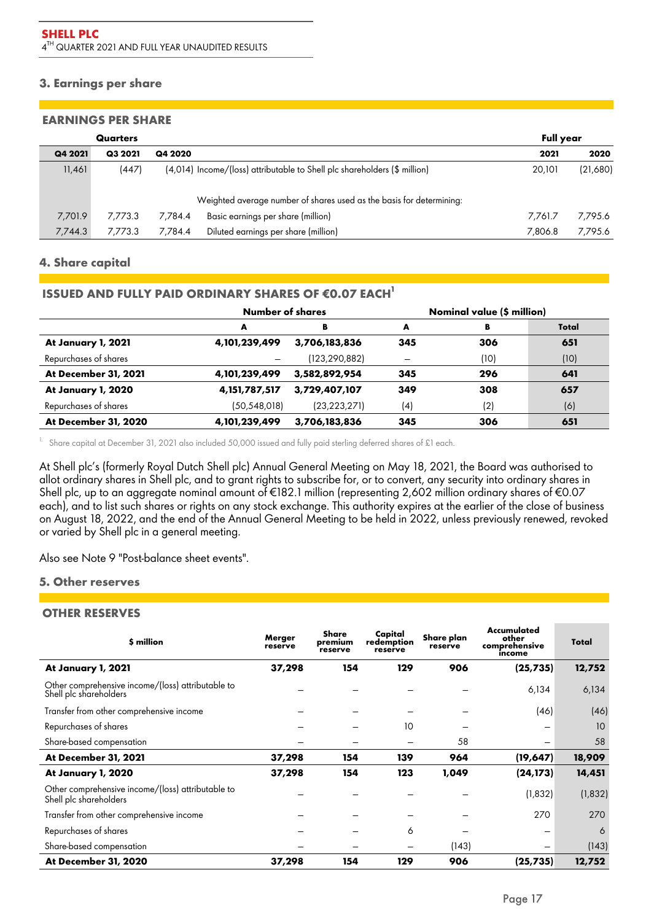## 3. Earnings per share

### EARNINGS PER SHARE

| Quarters | | | | Full year | |
|---|---|---|---|---|---|
| Q4 2021 | Q3 2021 | Q4 2020 | | 2021 | 2020 |
| 11,461 | (447) | (4,014) | Income/(loss) attributable to Shell plc shareholders ($ million) | 20,101 | (21,680) |
| | | | Weighted average number of shares used as the basis for determining: | | |
| 7,701.9 | 7,773.3 | 7,784.4 | Basic earnings per share (million) | 7,761.7 | 7,795.6 |
| 7,744.3 | 7,773.3 | 7,784.4 | Diluted earnings per share (million) | 7,806.8 | 7,795.6 |

## 4. Share capital

### ISSUED AND FULLY PAID ORDINARY SHARES OF €0.07 EACH[1]

| | Number of shares | | Nominal value ($ million) | | |
|---|---|---|---|---|---|
| | A | B | A | B | Total |
| **At January 1, 2021** | **4,101,239,499** | **3,706,183,836** | **345** | **306** | **651** |
| Repurchases of shares | – | (123,290,882) | – | (10) | (10) |
| **At December 31, 2021** | **4,101,239,499** | **3,582,892,954** | **345** | **296** | **641** |
| **At January 1, 2020** | **4,151,787,517** | **3,729,407,107** | **349** | **308** | **657** |
| Repurchases of shares | (50,548,018) | (23,223,271) | (4) | (2) | (6) |
| **At December 31, 2020** | **4,101,239,499** | **3,706,183,836** | **345** | **306** | **651** |

1. Share capital at December 31, 2021 also included 50,000 issued and fully paid sterling deferred shares of £1 each.

At Shell plc's (formerly Royal Dutch Shell plc) Annual General Meeting on May 18, 2021, the Board was authorised to allot ordinary shares in Shell plc, and to grant rights to subscribe for, or to convert, any security into ordinary shares in Shell plc, up to an aggregate nominal amount of €182.1 million (representing 2,602 million ordinary shares of €0.07 each), and to list such shares or rights on any stock exchange. This authority expires at the earlier of the close of business on August 18, 2022, and the end of the Annual General Meeting to be held in 2022, unless previously renewed, revoked or varied by Shell plc in a general meeting.

Also see Note 9 "Post-balance sheet events".

## 5. Other reserves

### OTHER RESERVES

| $ million | Merger reserve | Share premium reserve | Capital redemption reserve | Share plan reserve | Accumulated other comprehensive income | Total |
|---|---|---|---|---|---|---|
| **At January 1, 2021** | **37,298** | **154** | **129** | **906** | **(25,735)** | **12,752** |
| Other comprehensive income/(loss) attributable to Shell plc shareholders | – | – | – | – | 6,134 | 6,134 |
| Transfer from other comprehensive income | – | – | – | – | (46) | (46) |
| Repurchases of shares | – | – | 10 | – | – | 10 |
| Share-based compensation | – | – | – | 58 | – | 58 |
| **At December 31, 2021** | **37,298** | **154** | **139** | **964** | **(19,647)** | **18,909** |
| **At January 1, 2020** | **37,298** | **154** | **123** | **1,049** | **(24,173)** | **14,451** |
| Other comprehensive income/(loss) attributable to Shell plc shareholders | – | – | – | – | (1,832) | (1,832) |
| Transfer from other comprehensive income | – | – | – | – | 270 | 270 |
| Repurchases of shares | – | – | 6 | – | – | 6 |
| Share-based compensation | – | – | – | (143) | – | (143) |
| **At December 31, 2020** | **37,298** | **154** | **129** | **906** | **(25,735)** | **12,752** |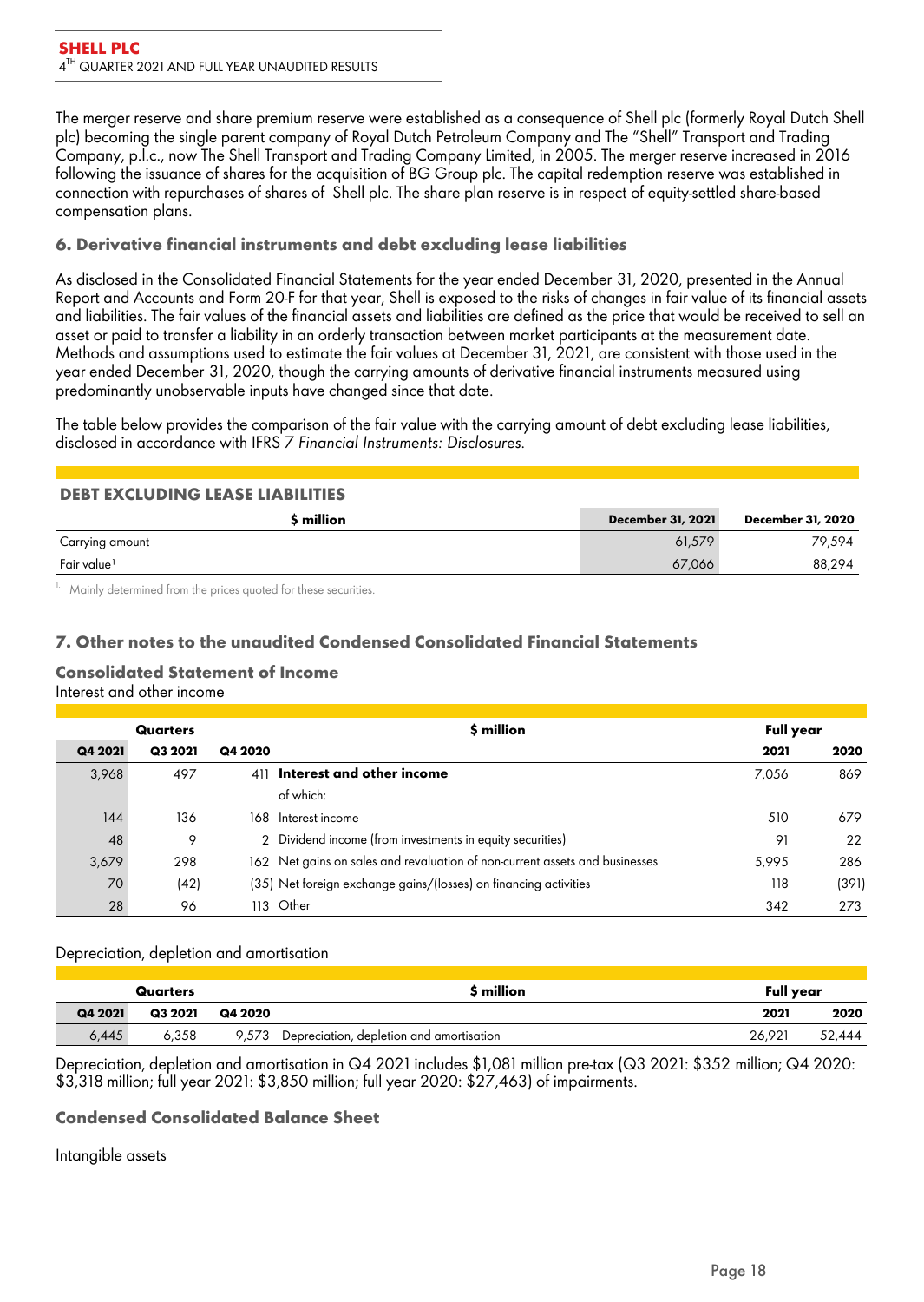The merger reserve and share premium reserve were established as a consequence of Shell plc (formerly Royal Dutch Shell plc) becoming the single parent company of Royal Dutch Petroleum Company and The "Shell" Transport and Trading Company, p.l.c., now The Shell Transport and Trading Company Limited, in 2005. The merger reserve increased in 2016 following the issuance of shares for the acquisition of BG Group plc. The capital redemption reserve was established in connection with repurchases of shares of Shell plc. The share plan reserve is in respect of equity-settled share-based compensation plans.

### 6. Derivative financial instruments and debt excluding lease liabilities

As disclosed in the Consolidated Financial Statements for the year ended December 31, 2020, presented in the Annual Report and Accounts and Form 20-F for that year, Shell is exposed to the risks of changes in fair value of its financial assets and liabilities. The fair values of the financial assets and liabilities are defined as the price that would be received to sell an asset or paid to transfer a liability in an orderly transaction between market participants at the measurement date. Methods and assumptions used to estimate the fair values at December 31, 2021, are consistent with those used in the year ended December 31, 2020, though the carrying amounts of derivative financial instruments measured using predominantly unobservable inputs have changed since that date.

The table below provides the comparison of the fair value with the carrying amount of debt excluding lease liabilities, disclosed in accordance with IFRS *7 Financial Instruments: Disclosures.*

**DEBT EXCLUDING LEASE LIABILITIES**

| $ million | December 31, 2021 | December 31, 2020 |
|---|---|---|
| Carrying amount | 61,579 | 79,594 |
| Fair value[1] | 67,066 | 88,294 |

1. Mainly determined from the prices quoted for these securities.

### 7. Other notes to the unaudited Condensed Consolidated Financial Statements

#### Consolidated Statement of Income

Interest and other income

| Quarters | | | $ million | Full year | |
|---|---|---|---|---|---|
| Q4 2021 | Q3 2021 | Q4 2020 | | 2021 | 2020 |
| 3,968 | 497 | 411 | **Interest and other income** | 7,056 | 869 |
| | | | of which: | | |
| 144 | 136 | 168 | Interest income | 510 | 679 |
| 48 | 9 | 2 | Dividend income (from investments in equity securities) | 91 | 22 |
| 3,679 | 298 | 162 | Net gains on sales and revaluation of non-current assets and businesses | 5,995 | 286 |
| 70 | (42) | (35) | Net foreign exchange gains/(losses) on financing activities | 118 | (391) |
| 28 | 96 | 113 | Other | 342 | 273 |

Depreciation, depletion and amortisation

| Quarters | | | $ million | Full year | |
|---|---|---|---|---|---|
| Q4 2021 | Q3 2021 | Q4 2020 | | 2021 | 2020 |
| 6,445 | 6,358 | 9,573 | Depreciation, depletion and amortisation | 26,921 | 52,444 |

Depreciation, depletion and amortisation in Q4 2021 includes $1,081 million pre-tax (Q3 2021: $352 million; Q4 2020: $3,318 million; full year 2021: $3,850 million; full year 2020: $27,463) of impairments.

#### Condensed Consolidated Balance Sheet

Intangible assets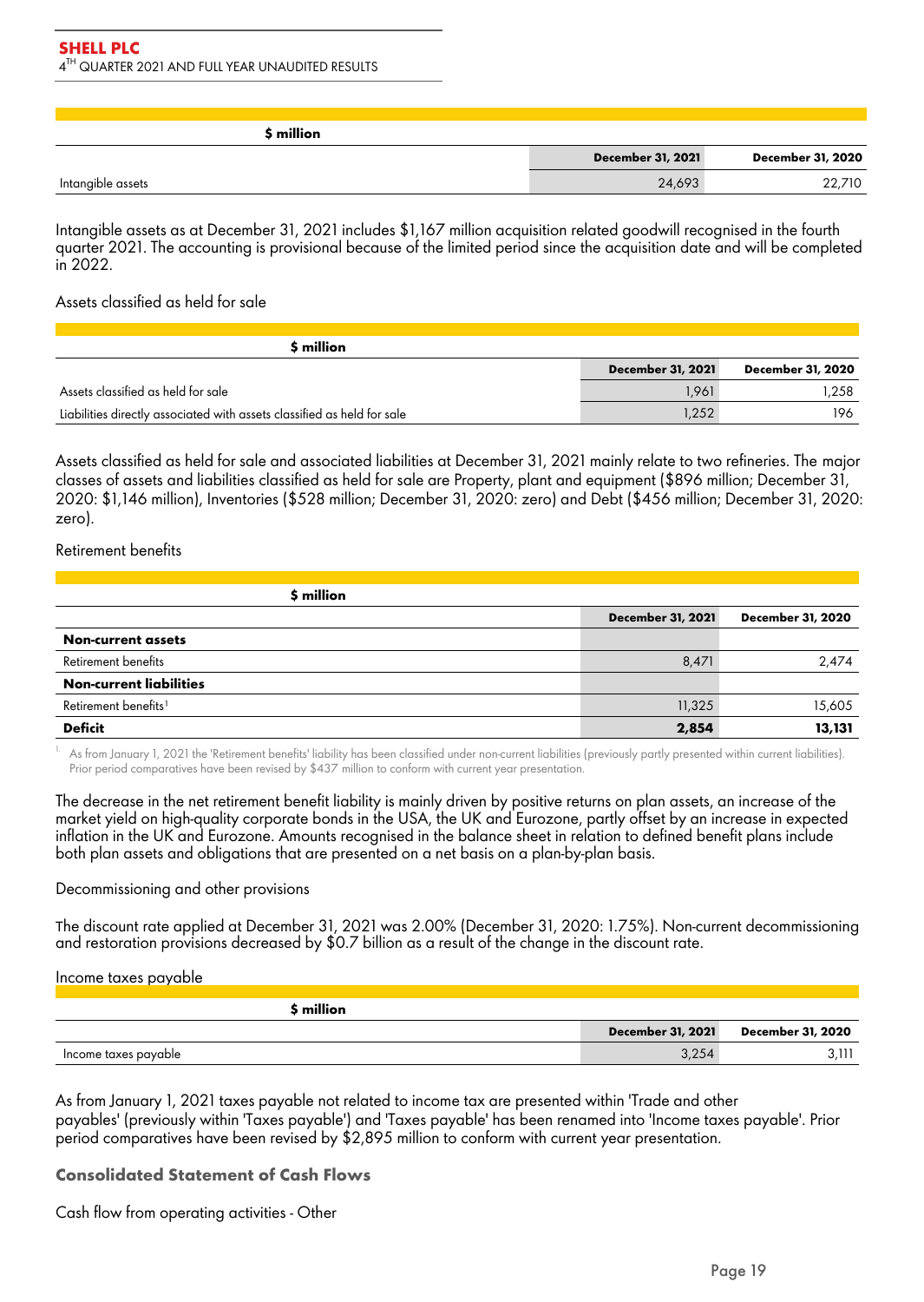| $ million | | |
|---|---|---|
| | December 31, 2021 | December 31, 2020 |
| Intangible assets | 24,693 | 22,710 |

Intangible assets as at December 31, 2021 includes $1,167 million acquisition related goodwill recognised in the fourth quarter 2021. The accounting is provisional because of the limited period since the acquisition date and will be completed in 2022.

Assets classified as held for sale

| $ million | | |
|---|---|---|
| | December 31, 2021 | December 31, 2020 |
| Assets classified as held for sale | 1,961 | 1,258 |
| Liabilities directly associated with assets classified as held for sale | 1,252 | 196 |

Assets classified as held for sale and associated liabilities at December 31, 2021 mainly relate to two refineries. The major classes of assets and liabilities classified as held for sale are Property, plant and equipment ($896 million; December 31, 2020: $1,146 million), Inventories ($528 million; December 31, 2020: zero) and Debt ($456 million; December 31, 2020: zero).

Retirement benefits

| $ million | | |
|---|---|---|
| | December 31, 2021 | December 31, 2020 |
| **Non-current assets** | | |
| Retirement benefits | 8,471 | 2,474 |
| **Non-current liabilities** | | |
| Retirement benefits[1] | 11,325 | 15,605 |
| **Deficit** | **2,854** | **13,131** |

1. As from January 1, 2021 the 'Retirement benefits' liability has been classified under non-current liabilities (previously partly presented within current liabilities). Prior period comparatives have been revised by $437 million to conform with current year presentation.

The decrease in the net retirement benefit liability is mainly driven by positive returns on plan assets, an increase of the market yield on high-quality corporate bonds in the USA, the UK and Eurozone, partly offset by an increase in expected inflation in the UK and Eurozone. Amounts recognised in the balance sheet in relation to defined benefit plans include both plan assets and obligations that are presented on a net basis on a plan-by-plan basis.

Decommissioning and other provisions

The discount rate applied at December 31, 2021 was 2.00% (December 31, 2020: 1.75%). Non-current decommissioning and restoration provisions decreased by $0.7 billion as a result of the change in the discount rate.

Income taxes payable

| $ million | | |
|---|---|---|
| | December 31, 2021 | December 31, 2020 |
| Income taxes payable | 3,254 | 3,111 |

As from January 1, 2021 taxes payable not related to income tax are presented within 'Trade and other payables' (previously within 'Taxes payable') and 'Taxes payable' has been renamed into 'Income taxes payable'. Prior period comparatives have been revised by $2,895 million to conform with current year presentation.

### Consolidated Statement of Cash Flows

Cash flow from operating activities - Other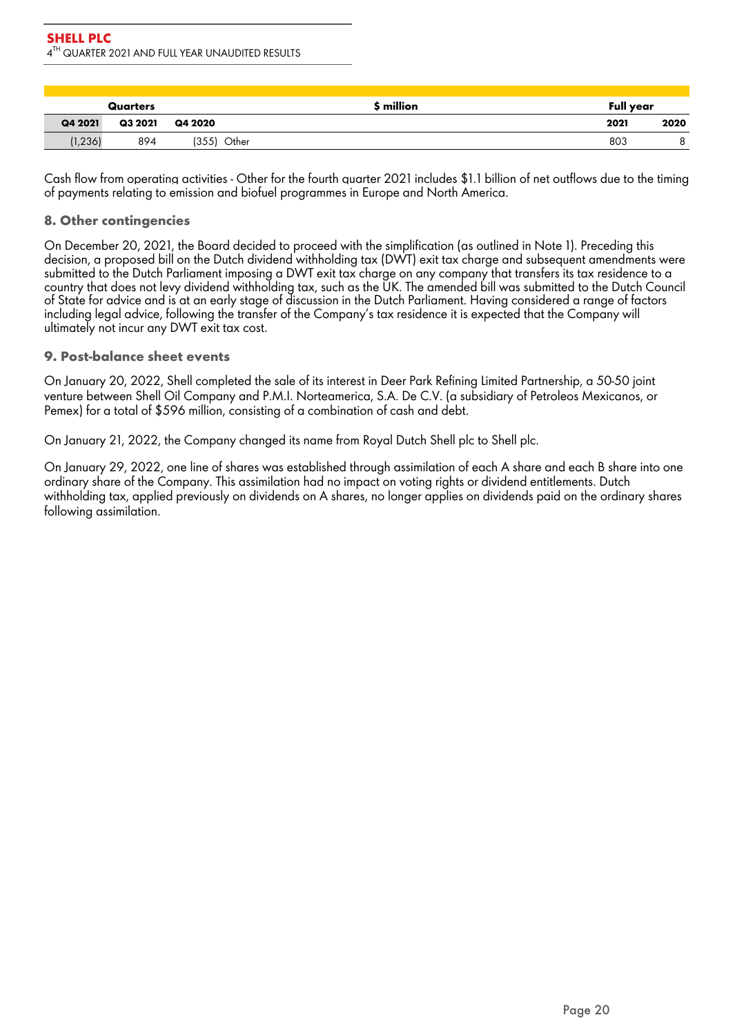| Quarters | | | $ million | Full year | |
|---|---|---|---|---|---|
| Q4 2021 | Q3 2021 | Q4 2020 | | 2021 | 2020 |
| (1,236) | 894 | (355) | Other | 803 | 8 |

Cash flow from operating activities - Other for the fourth quarter 2021 includes $1.1 billion of net outflows due to the timing of payments relating to emission and biofuel programmes in Europe and North America.

### 8. Other contingencies

On December 20, 2021, the Board decided to proceed with the simplification (as outlined in Note 1). Preceding this decision, a proposed bill on the Dutch dividend withholding tax (DWT) exit tax charge and subsequent amendments were submitted to the Dutch Parliament imposing a DWT exit tax charge on any company that transfers its tax residence to a country that does not levy dividend withholding tax, such as the UK. The amended bill was submitted to the Dutch Council of State for advice and is at an early stage of discussion in the Dutch Parliament. Having considered a range of factors including legal advice, following the transfer of the Company's tax residence it is expected that the Company will ultimately not incur any DWT exit tax cost.

### 9. Post-balance sheet events

On January 20, 2022, Shell completed the sale of its interest in Deer Park Refining Limited Partnership, a 50-50 joint venture between Shell Oil Company and P.M.I. Norteamerica, S.A. De C.V. (a subsidiary of Petroleos Mexicanos, or Pemex) for a total of $596 million, consisting of a combination of cash and debt.

On January 21, 2022, the Company changed its name from Royal Dutch Shell plc to Shell plc.

On January 29, 2022, one line of shares was established through assimilation of each A share and each B share into one ordinary share of the Company. This assimilation had no impact on voting rights or dividend entitlements. Dutch withholding tax, applied previously on dividends on A shares, no longer applies on dividends paid on the ordinary shares following assimilation.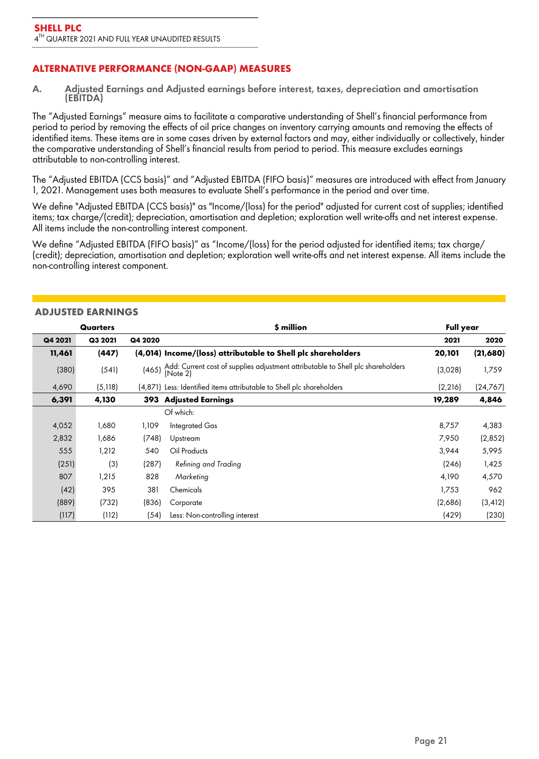## ALTERNATIVE PERFORMANCE (NON-GAAP) MEASURES

### A. Adjusted Earnings and Adjusted earnings before interest, taxes, depreciation and amortisation (EBITDA)

The "Adjusted Earnings" measure aims to facilitate a comparative understanding of Shell's financial performance from period to period by removing the effects of oil price changes on inventory carrying amounts and removing the effects of identified items. These items are in some cases driven by external factors and may, either individually or collectively, hinder the comparative understanding of Shell's financial results from period to period. This measure excludes earnings attributable to non-controlling interest.

The "Adjusted EBITDA (CCS basis)" and "Adjusted EBITDA (FIFO basis)" measures are introduced with effect from January 1, 2021. Management uses both measures to evaluate Shell's performance in the period and over time.

We define "Adjusted EBITDA (CCS basis)" as "Income/(loss) for the period" adjusted for current cost of supplies; identified items; tax charge/(credit); depreciation, amortisation and depletion; exploration well write-offs and net interest expense. All items include the non-controlling interest component.

We define "Adjusted EBITDA (FIFO basis)" as "Income/(loss) for the period adjusted for identified items; tax charge/(credit); depreciation, amortisation and depletion; exploration well write-offs and net interest expense. All items include the non-controlling interest component.

#### ADJUSTED EARNINGS

| Quarters | | | $ million | Full year | |
|---|---|---|---|---|---|
| **Q4 2021** | **Q3 2021** | **Q4 2020** | | **2021** | **2020** |
| **11,461** | **(447)** | **(4,014)** | **Income/(loss) attributable to Shell plc shareholders** | **20,101** | **(21,680)** |
| (380) | (541) | (465) | Add: Current cost of supplies adjustment attributable to Shell plc shareholders (Note 2) | (3,028) | 1,759 |
| 4,690 | (5,118) | (4,871) | Less: Identified items attributable to Shell plc shareholders | (2,216) | (24,767) |
| **6,391** | **4,130** | **393** | **Adjusted Earnings** | **19,289** | **4,846** |
| | | | Of which: | | |
| 4,052 | 1,680 | 1,109 | Integrated Gas | 8,757 | 4,383 |
| 2,832 | 1,686 | (748) | Upstream | 7,950 | (2,852) |
| 555 | 1,212 | 540 | Oil Products | 3,944 | 5,995 |
| (251) | (3) | (287) | *Refining and Trading* | (246) | 1,425 |
| 807 | 1,215 | 828 | *Marketing* | 4,190 | 4,570 |
| (42) | 395 | 381 | Chemicals | 1,753 | 962 |
| (889) | (732) | (836) | Corporate | (2,686) | (3,412) |
| (117) | (112) | (54) | Less: Non-controlling interest | (429) | (230) |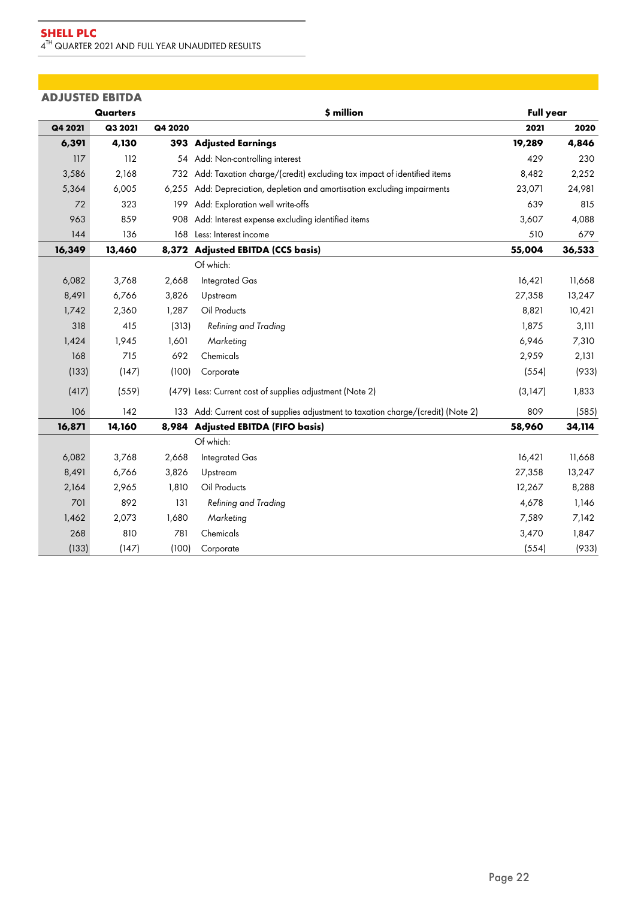## ADJUSTED EBITDA

| Quarters | | | $ million | Full year | |
|---|---|---|---|---|---|
| **Q4 2021** | **Q3 2021** | **Q4 2020** | | **2021** | **2020** |
| **6,391** | **4,130** | **393** | **Adjusted Earnings** | **19,289** | **4,846** |
| 117 | 112 | 54 | Add: Non-controlling interest | 429 | 230 |
| 3,586 | 2,168 | 732 | Add: Taxation charge/(credit) excluding tax impact of identified items | 8,482 | 2,252 |
| 5,364 | 6,005 | 6,255 | Add: Depreciation, depletion and amortisation excluding impairments | 23,071 | 24,981 |
| 72 | 323 | 199 | Add: Exploration well write-offs | 639 | 815 |
| 963 | 859 | 908 | Add: Interest expense excluding identified items | 3,607 | 4,088 |
| 144 | 136 | 168 | Less: Interest income | 510 | 679 |
| **16,349** | **13,460** | **8,372** | **Adjusted EBITDA (CCS basis)** | **55,004** | **36,533** |
| | | | Of which: | | |
| 6,082 | 3,768 | 2,668 | Integrated Gas | 16,421 | 11,668 |
| 8,491 | 6,766 | 3,826 | Upstream | 27,358 | 13,247 |
| 1,742 | 2,360 | 1,287 | Oil Products | 8,821 | 10,421 |
| 318 | 415 | (313) | *Refining and Trading* | 1,875 | 3,111 |
| 1,424 | 1,945 | 1,601 | *Marketing* | 6,946 | 7,310 |
| 168 | 715 | 692 | Chemicals | 2,959 | 2,131 |
| (133) | (147) | (100) | Corporate | (554) | (933) |
| (417) | (559) | (479) | Less: Current cost of supplies adjustment (Note 2) | (3,147) | 1,833 |
| 106 | 142 | 133 | Add: Current cost of supplies adjustment to taxation charge/(credit) (Note 2) | 809 | (585) |
| **16,871** | **14,160** | **8,984** | **Adjusted EBITDA (FIFO basis)** | **58,960** | **34,114** |
| | | | Of which: | | |
| 6,082 | 3,768 | 2,668 | Integrated Gas | 16,421 | 11,668 |
| 8,491 | 6,766 | 3,826 | Upstream | 27,358 | 13,247 |
| 2,164 | 2,965 | 1,810 | Oil Products | 12,267 | 8,288 |
| 701 | 892 | 131 | *Refining and Trading* | 4,678 | 1,146 |
| 1,462 | 2,073 | 1,680 | *Marketing* | 7,589 | 7,142 |
| 268 | 810 | 781 | Chemicals | 3,470 | 1,847 |
| (133) | (147) | (100) | Corporate | (554) | (933) |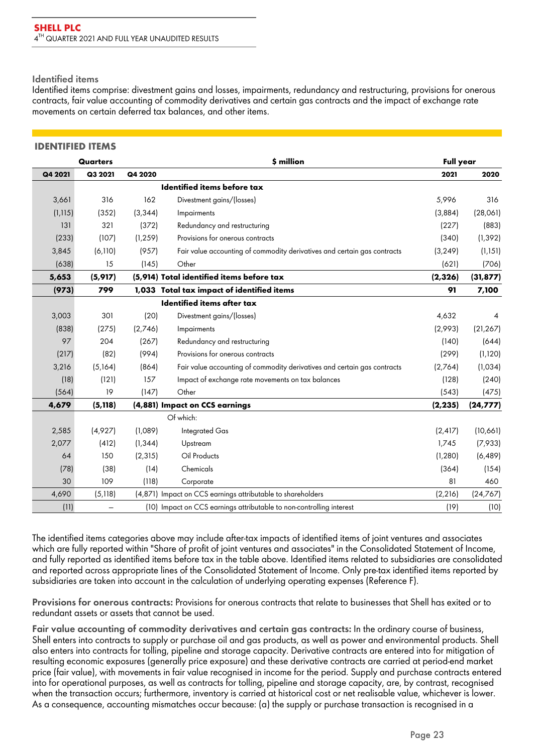## Identified items

Identified items comprise: divestment gains and losses, impairments, redundancy and restructuring, provisions for onerous contracts, fair value accounting of commodity derivatives and certain gas contracts and the impact of exchange rate movements on certain deferred tax balances, and other items.

### IDENTIFIED ITEMS

| Quarters | | | $ million | Full year | |
|---|---|---|---|---|---|
| **Q4 2021** | **Q3 2021** | **Q4 2020** | | **2021** | **2020** |
| | | | **Identified items before tax** | | |
| 3,661 | 316 | 162 | Divestment gains/(losses) | 5,996 | 316 |
| (1,115) | (352) | (3,344) | Impairments | (3,884) | (28,061) |
| 131 | 321 | (372) | Redundancy and restructuring | (227) | (883) |
| (233) | (107) | (1,259) | Provisions for onerous contracts | (340) | (1,392) |
| 3,845 | (6,110) | (957) | Fair value accounting of commodity derivatives and certain gas contracts | (3,249) | (1,151) |
| (638) | 15 | (145) | Other | (621) | (706) |
| **5,653** | **(5,917)** | **(5,914)** | **Total identified items before tax** | **(2,326)** | **(31,877)** |
| **(973)** | **799** | **1,033** | **Total tax impact of identified items** | **91** | **7,100** |
| | | | **Identified items after tax** | | |
| 3,003 | 301 | (20) | Divestment gains/(losses) | 4,632 | 4 |
| (838) | (275) | (2,746) | Impairments | (2,993) | (21,267) |
| 97 | 204 | (267) | Redundancy and restructuring | (140) | (644) |
| (217) | (82) | (994) | Provisions for onerous contracts | (299) | (1,120) |
| 3,216 | (5,164) | (864) | Fair value accounting of commodity derivatives and certain gas contracts | (2,764) | (1,034) |
| (18) | (121) | 157 | Impact of exchange rate movements on tax balances | (128) | (240) |
| (564) | 19 | (147) | Other | (543) | (475) |
| **4,679** | **(5,118)** | **(4,881)** | **Impact on CCS earnings** | **(2,235)** | **(24,777)** |
| | | | Of which: | | |
| 2,585 | (4,927) | (1,089) | Integrated Gas | (2,417) | (10,661) |
| 2,077 | (412) | (1,344) | Upstream | 1,745 | (7,933) |
| 64 | 150 | (2,315) | Oil Products | (1,280) | (6,489) |
| (78) | (38) | (14) | Chemicals | (364) | (154) |
| 30 | 109 | (118) | Corporate | 81 | 460 |
| 4,690 | (5,118) | (4,871) | Impact on CCS earnings attributable to shareholders | (2,216) | (24,767) |
| (11) | – | (10) | Impact on CCS earnings attributable to non-controlling interest | (19) | (10) |

The identified items categories above may include after-tax impacts of identified items of joint ventures and associates which are fully reported within "Share of profit of joint ventures and associates" in the Consolidated Statement of Income, and fully reported as identified items before tax in the table above. Identified items related to subsidiaries are consolidated and reported across appropriate lines of the Consolidated Statement of Income. Only pre-tax identified items reported by subsidiaries are taken into account in the calculation of underlying operating expenses (Reference F).

**Provisions for onerous contracts:** Provisions for onerous contracts that relate to businesses that Shell has exited or to redundant assets or assets that cannot be used.

**Fair value accounting of commodity derivatives and certain gas contracts:** In the ordinary course of business, Shell enters into contracts to supply or purchase oil and gas products, as well as power and environmental products. Shell also enters into contracts for tolling, pipeline and storage capacity. Derivative contracts are entered into for mitigation of resulting economic exposures (generally price exposure) and these derivative contracts are carried at period-end market price (fair value), with movements in fair value recognised in income for the period. Supply and purchase contracts entered into for operational purposes, as well as contracts for tolling, pipeline and storage capacity, are, by contrast, recognised when the transaction occurs; furthermore, inventory is carried at historical cost or net realisable value, whichever is lower. As a consequence, accounting mismatches occur because: (a) the supply or purchase transaction is recognised in a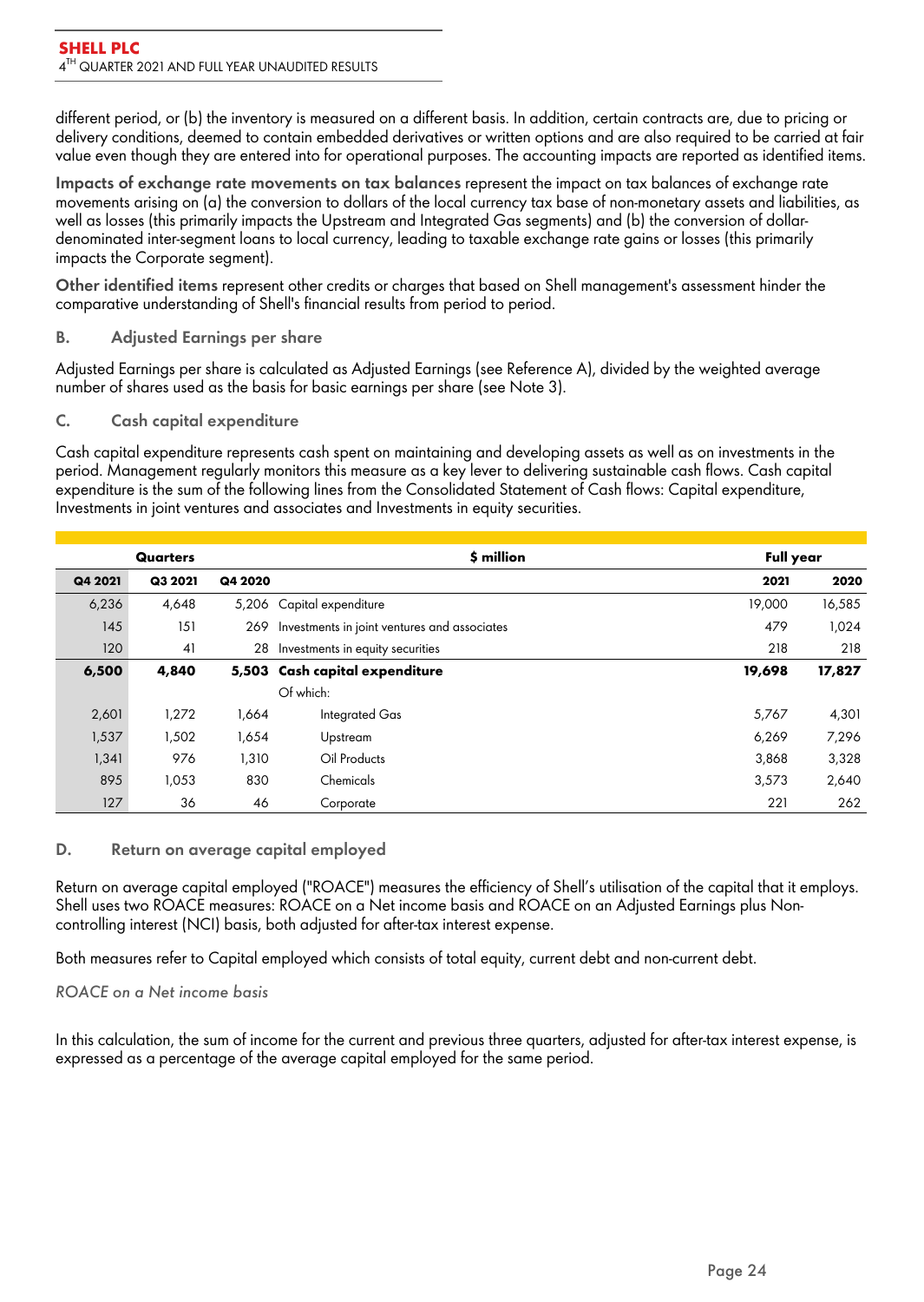different period, or (b) the inventory is measured on a different basis. In addition, certain contracts are, due to pricing or delivery conditions, deemed to contain embedded derivatives or written options and are also required to be carried at fair value even though they are entered into for operational purposes. The accounting impacts are reported as identified items.

**Impacts of exchange rate movements on tax balances** represent the impact on tax balances of exchange rate movements arising on (a) the conversion to dollars of the local currency tax base of non-monetary assets and liabilities, as well as losses (this primarily impacts the Upstream and Integrated Gas segments) and (b) the conversion of dollar-denominated inter-segment loans to local currency, leading to taxable exchange rate gains or losses (this primarily impacts the Corporate segment).

**Other identified items** represent other credits or charges that based on Shell management's assessment hinder the comparative understanding of Shell's financial results from period to period.

## B. Adjusted Earnings per share

Adjusted Earnings per share is calculated as Adjusted Earnings (see Reference A), divided by the weighted average number of shares used as the basis for basic earnings per share (see Note 3).

## C. Cash capital expenditure

Cash capital expenditure represents cash spent on maintaining and developing assets as well as on investments in the period. Management regularly monitors this measure as a key lever to delivering sustainable cash flows. Cash capital expenditure is the sum of the following lines from the Consolidated Statement of Cash flows: Capital expenditure, Investments in joint ventures and associates and Investments in equity securities.

| Quarters | | | $ million | Full year | |
|---|---|---|---|---|---|
| **Q4 2021** | **Q3 2021** | **Q4 2020** | | **2021** | **2020** |
| 6,236 | 4,648 | 5,206 | Capital expenditure | 19,000 | 16,585 |
| 145 | 151 | 269 | Investments in joint ventures and associates | 479 | 1,024 |
| 120 | 41 | 28 | Investments in equity securities | 218 | 218 |
| **6,500** | **4,840** | **5,503** | **Cash capital expenditure** | **19,698** | **17,827** |
| | | | Of which: | | |
| 2,601 | 1,272 | 1,664 | Integrated Gas | 5,767 | 4,301 |
| 1,537 | 1,502 | 1,654 | Upstream | 6,269 | 7,296 |
| 1,341 | 976 | 1,310 | Oil Products | 3,868 | 3,328 |
| 895 | 1,053 | 830 | Chemicals | 3,573 | 2,640 |
| 127 | 36 | 46 | Corporate | 221 | 262 |

## D. Return on average capital employed

Return on average capital employed ("ROACE") measures the efficiency of Shell's utilisation of the capital that it employs. Shell uses two ROACE measures: ROACE on a Net income basis and ROACE on an Adjusted Earnings plus Non-controlling interest (NCI) basis, both adjusted for after-tax interest expense.

Both measures refer to Capital employed which consists of total equity, current debt and non-current debt.

*ROACE on a Net income basis*

In this calculation, the sum of income for the current and previous three quarters, adjusted for after-tax interest expense, is expressed as a percentage of the average capital employed for the same period.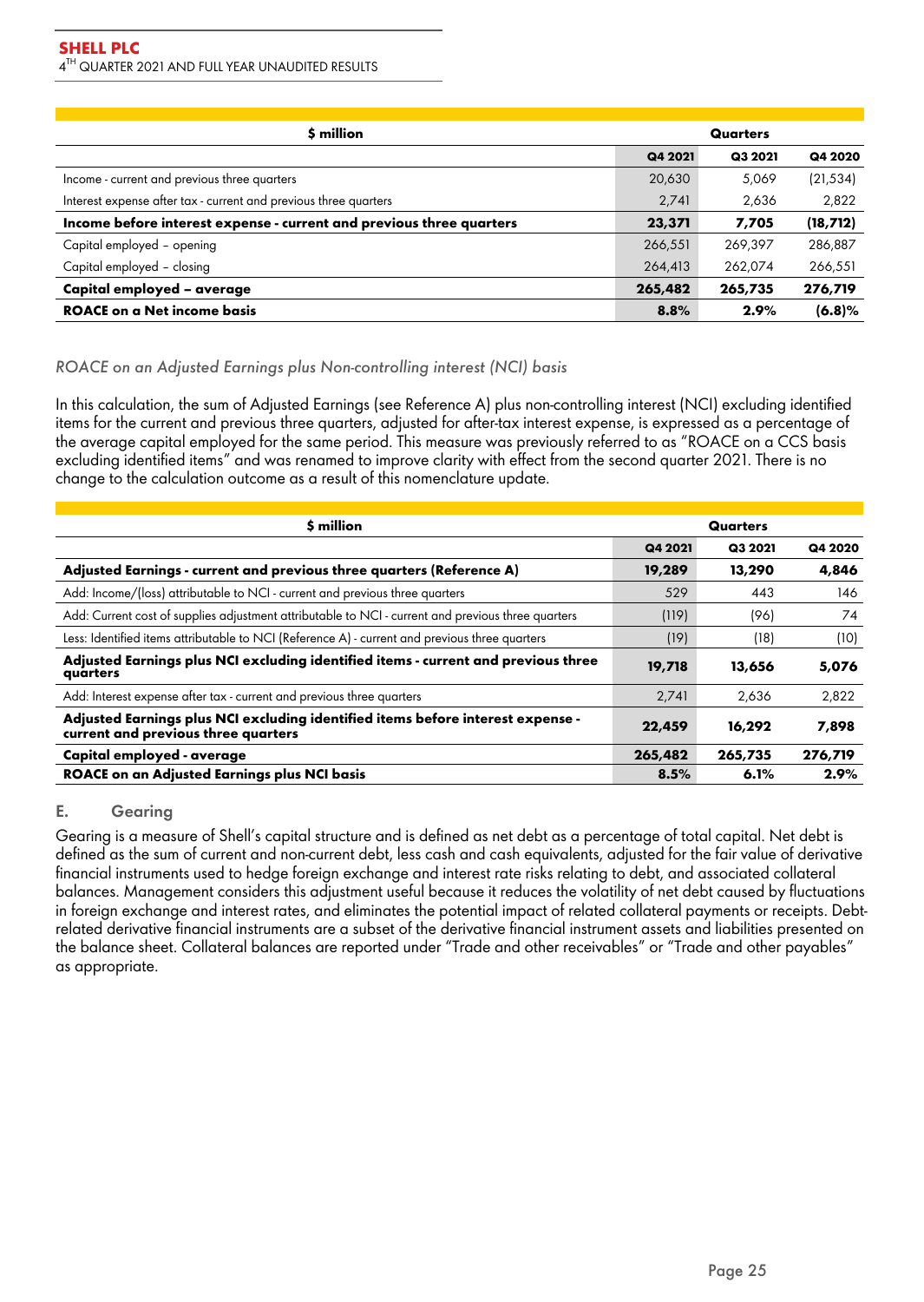| $ million | Quarters | | |
|---|---|---|---|
| | Q4 2021 | Q3 2021 | Q4 2020 |
| Income - current and previous three quarters | 20,630 | 5,069 | (21,534) |
| Interest expense after tax - current and previous three quarters | 2,741 | 2,636 | 2,822 |
| **Income before interest expense - current and previous three quarters** | **23,371** | **7,705** | **(18,712)** |
| Capital employed – opening | 266,551 | 269,397 | 286,887 |
| Capital employed – closing | 264,413 | 262,074 | 266,551 |
| **Capital employed – average** | **265,482** | **265,735** | **276,719** |
| **ROACE on a Net income basis** | **8.8%** | **2.9%** | **(6.8)%** |

*ROACE on an Adjusted Earnings plus Non-controlling interest (NCI) basis*

In this calculation, the sum of Adjusted Earnings (see Reference A) plus non-controlling interest (NCI) excluding identified items for the current and previous three quarters, adjusted for after-tax interest expense, is expressed as a percentage of the average capital employed for the same period. This measure was previously referred to as "ROACE on a CCS basis excluding identified items" and was renamed to improve clarity with effect from the second quarter 2021. There is no change to the calculation outcome as a result of this nomenclature update.

| $ million | Quarters | | |
|---|---|---|---|
| | Q4 2021 | Q3 2021 | Q4 2020 |
| **Adjusted Earnings - current and previous three quarters (Reference A)** | **19,289** | **13,290** | **4,846** |
| Add: Income/(loss) attributable to NCI - current and previous three quarters | 529 | 443 | 146 |
| Add: Current cost of supplies adjustment attributable to NCI - current and previous three quarters | (119) | (96) | 74 |
| Less: Identified items attributable to NCI (Reference A) - current and previous three quarters | (19) | (18) | (10) |
| **Adjusted Earnings plus NCI excluding identified items - current and previous three quarters** | **19,718** | **13,656** | **5,076** |
| Add: Interest expense after tax - current and previous three quarters | 2,741 | 2,636 | 2,822 |
| **Adjusted Earnings plus NCI excluding identified items before interest expense - current and previous three quarters** | **22,459** | **16,292** | **7,898** |
| **Capital employed - average** | **265,482** | **265,735** | **276,719** |
| **ROACE on an Adjusted Earnings plus NCI basis** | **8.5%** | **6.1%** | **2.9%** |

## E. Gearing

Gearing is a measure of Shell's capital structure and is defined as net debt as a percentage of total capital. Net debt is defined as the sum of current and non-current debt, less cash and cash equivalents, adjusted for the fair value of derivative financial instruments used to hedge foreign exchange and interest rate risks relating to debt, and associated collateral balances. Management considers this adjustment useful because it reduces the volatility of net debt caused by fluctuations in foreign exchange and interest rates, and eliminates the potential impact of related collateral payments or receipts. Debt-related derivative financial instruments are a subset of the derivative financial instrument assets and liabilities presented on the balance sheet. Collateral balances are reported under "Trade and other receivables" or "Trade and other payables" as appropriate.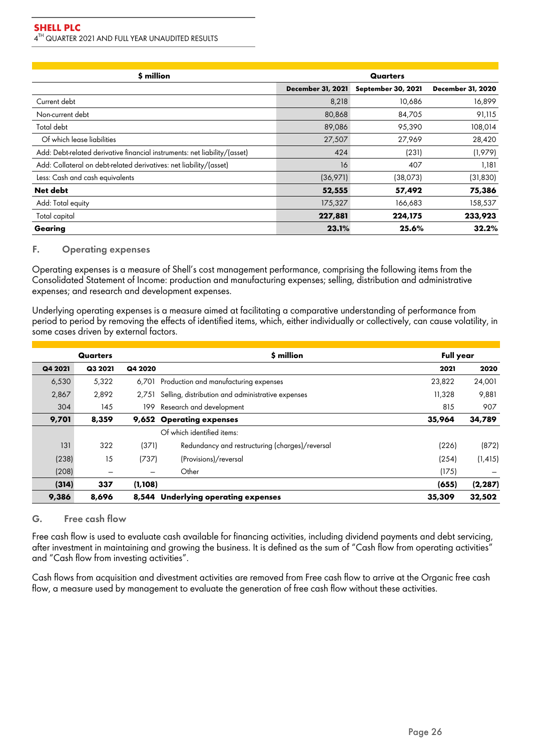| $ million | Quarters | | |
|---|---|---|---|
| | December 31, 2021 | September 30, 2021 | December 31, 2020 |
| Current debt | 8,218 | 10,686 | 16,899 |
| Non-current debt | 80,868 | 84,705 | 91,115 |
| Total debt | 89,086 | 95,390 | 108,014 |
| Of which lease liabilities | 27,507 | 27,969 | 28,420 |
| Add: Debt-related derivative financial instruments: net liability/(asset) | 424 | (231) | (1,979) |
| Add: Collateral on debt-related derivatives: net liability/(asset) | 16 | 407 | 1,181 |
| Less: Cash and cash equivalents | (36,971) | (38,073) | (31,830) |
| **Net debt** | **52,555** | **57,492** | **75,386** |
| Add: Total equity | 175,327 | 166,683 | 158,537 |
| Total capital | **227,881** | **224,175** | **233,923** |
| **Gearing** | **23.1%** | **25.6%** | **32.2%** |

## F. Operating expenses

Operating expenses is a measure of Shell's cost management performance, comprising the following items from the Consolidated Statement of Income: production and manufacturing expenses; selling, distribution and administrative expenses; and research and development expenses.

Underlying operating expenses is a measure aimed at facilitating a comparative understanding of performance from period to period by removing the effects of identified items, which, either individually or collectively, can cause volatility, in some cases driven by external factors.

| Quarters | | | $ million | Full year | |
|---|---|---|---|---|---|
| Q4 2021 | Q3 2021 | Q4 2020 | | 2021 | 2020 |
| 6,530 | 5,322 | 6,701 | Production and manufacturing expenses | 23,822 | 24,001 |
| 2,867 | 2,892 | 2,751 | Selling, distribution and administrative expenses | 11,328 | 9,881 |
| 304 | 145 | 199 | Research and development | 815 | 907 |
| **9,701** | **8,359** | **9,652** | **Operating expenses** | **35,964** | **34,789** |
| | | | Of which identified items: | | |
| 131 | 322 | (371) | Redundancy and restructuring (charges)/reversal | (226) | (872) |
| (238) | 15 | (737) | (Provisions)/reversal | (254) | (1,415) |
| (208) | – | – | Other | (175) | – |
| **(314)** | **337** | **(1,108)** | | **(655)** | **(2,287)** |
| **9,386** | **8,696** | **8,544** | **Underlying operating expenses** | **35,309** | **32,502** |

## G. Free cash flow

Free cash flow is used to evaluate cash available for financing activities, including dividend payments and debt servicing, after investment in maintaining and growing the business. It is defined as the sum of "Cash flow from operating activities" and "Cash flow from investing activities".

Cash flows from acquisition and divestment activities are removed from Free cash flow to arrive at the Organic free cash flow, a measure used by management to evaluate the generation of free cash flow without these activities.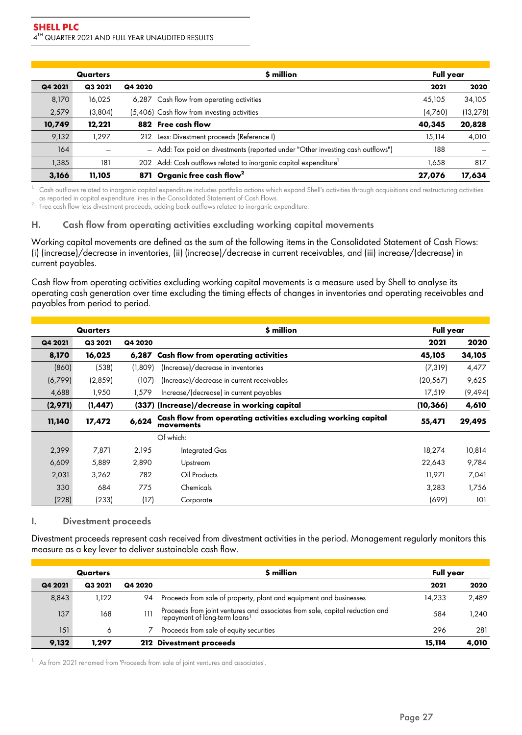| Quarters | | | $ million | Full year | |
|---|---|---|---|---|---|
| Q4 2021 | Q3 2021 | Q4 2020 | | 2021 | 2020 |
| 8,170 | 16,025 | 6,287 | Cash flow from operating activities | 45,105 | 34,105 |
| 2,579 | (3,804) | (5,406) | Cash flow from investing activities | (4,760) | (13,278) |
| **10,749** | **12,221** | **882** | **Free cash flow** | **40,345** | **20,828** |
| 9,132 | 1,297 | 212 | Less: Divestment proceeds (Reference I) | 15,114 | 4,010 |
| 164 | — | — | Add: Tax paid on divestments (reported under "Other investing cash outflows") | 188 | — |
| 1,385 | 181 | 202 | Add: Cash outflows related to inorganic capital expenditure[1] | 1,658 | 817 |
| **3,166** | **11,105** | **871** | **Organic free cash flow[2]** | **27,076** | **17,634** |

1. Cash outflows related to inorganic capital expenditure includes portfolio actions which expand Shell's activities through acquisitions and restructuring activities as reported in capital expenditure lines in the Consolidated Statement of Cash Flows.
2. Free cash flow less divestment proceeds, adding back outflows related to inorganic expenditure.

## H. Cash flow from operating activities excluding working capital movements

Working capital movements are defined as the sum of the following items in the Consolidated Statement of Cash Flows: (i) (increase)/decrease in inventories, (ii) (increase)/decrease in current receivables, and (iii) increase/(decrease) in current payables.

Cash flow from operating activities excluding working capital movements is a measure used by Shell to analyse its operating cash generation over time excluding the timing effects of changes in inventories and operating receivables and payables from period to period.

| Quarters | | | $ million | Full year | |
|---|---|---|---|---|---|
| Q4 2021 | Q3 2021 | Q4 2020 | | 2021 | 2020 |
| **8,170** | **16,025** | **6,287** | **Cash flow from operating activities** | **45,105** | **34,105** |
| (860) | (538) | (1,809) | (Increase)/decrease in inventories | (7,319) | 4,477 |
| (6,799) | (2,859) | (107) | (Increase)/decrease in current receivables | (20,567) | 9,625 |
| 4,688 | 1,950 | 1,579 | Increase/(decrease) in current payables | 17,519 | (9,494) |
| **(2,971)** | **(1,447)** | **(337)** | **(Increase)/decrease in working capital** | **(10,366)** | **4,610** |
| **11,140** | **17,472** | **6,624** | **Cash flow from operating activities excluding working capital movements** | **55,471** | **29,495** |
| | | | Of which: | | |
| 2,399 | 7,871 | 2,195 | Integrated Gas | 18,274 | 10,814 |
| 6,609 | 5,889 | 2,890 | Upstream | 22,643 | 9,784 |
| 2,031 | 3,262 | 782 | Oil Products | 11,971 | 7,041 |
| 330 | 684 | 775 | Chemicals | 3,283 | 1,756 |
| (228) | (233) | (17) | Corporate | (699) | 101 |

## I. Divestment proceeds

Divestment proceeds represent cash received from divestment activities in the period. Management regularly monitors this measure as a key lever to deliver sustainable cash flow.

| Quarters | | | $ million | Full year | |
|---|---|---|---|---|---|
| Q4 2021 | Q3 2021 | Q4 2020 | | 2021 | 2020 |
| 8,843 | 1,122 | 94 | Proceeds from sale of property, plant and equipment and businesses | 14,233 | 2,489 |
| 137 | 168 | 111 | Proceeds from joint ventures and associates from sale, capital reduction and repayment of long-term loans[1] | 584 | 1,240 |
| 151 | 6 | 7 | Proceeds from sale of equity securities | 296 | 281 |
| **9,132** | **1,297** | **212** | **Divestment proceeds** | **15,114** | **4,010** |

1. As from 2021 renamed from 'Proceeds from sale of joint ventures and associates'.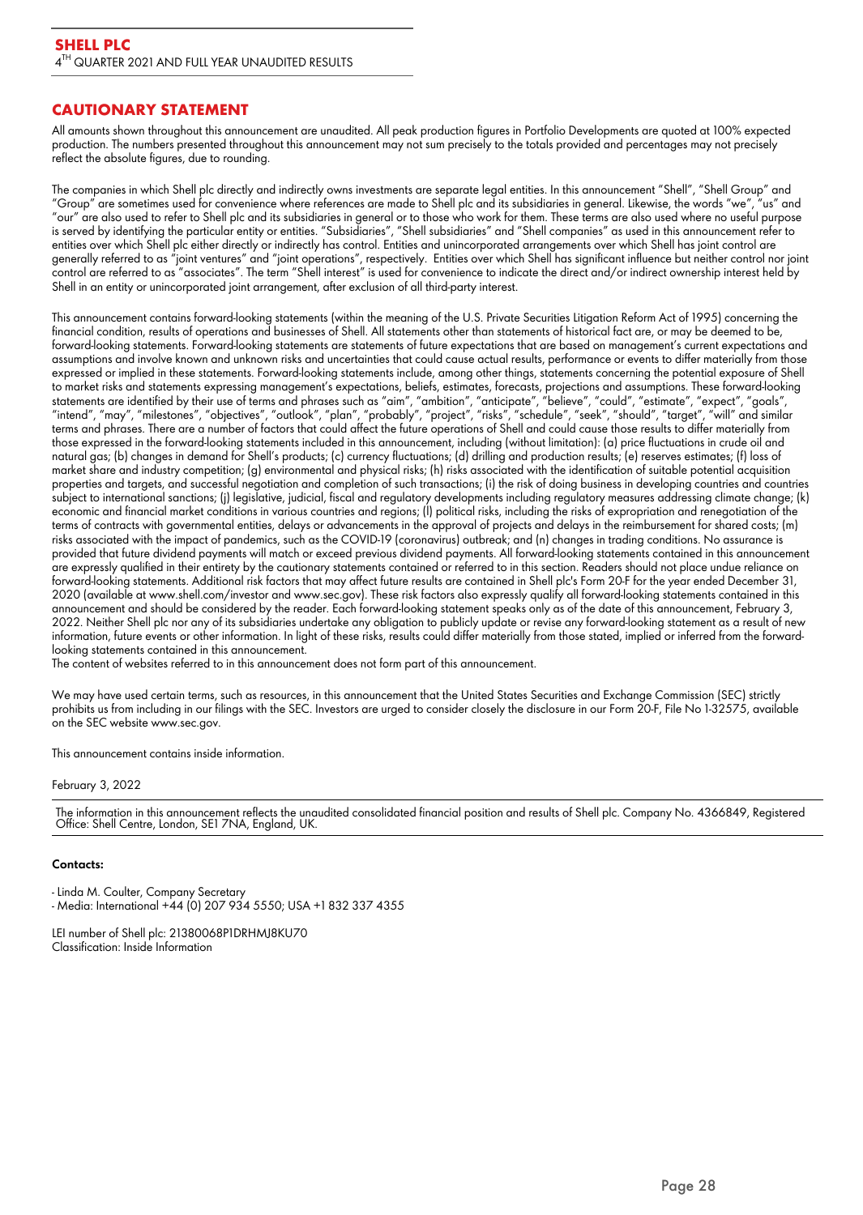## CAUTIONARY STATEMENT

All amounts shown throughout this announcement are unaudited. All peak production figures in Portfolio Developments are quoted at 100% expected production. The numbers presented throughout this announcement may not sum precisely to the totals provided and percentages may not precisely reflect the absolute figures, due to rounding.

The companies in which Shell plc directly and indirectly owns investments are separate legal entities. In this announcement "Shell", "Shell Group" and "Group" are sometimes used for convenience where references are made to Shell plc and its subsidiaries in general. Likewise, the words "we", "us" and "our" are also used to refer to Shell plc and its subsidiaries in general or to those who work for them. These terms are also used where no useful purpose is served by identifying the particular entity or entities. "Subsidiaries", "Shell subsidiaries" and "Shell companies" as used in this announcement refer to entities over which Shell plc either directly or indirectly has control. Entities and unincorporated arrangements over which Shell has joint control are generally referred to as "joint ventures" and "joint operations", respectively. Entities over which Shell has significant influence but neither control nor joint control are referred to as "associates". The term "Shell interest" is used for convenience to indicate the direct and/or indirect ownership interest held by Shell in an entity or unincorporated joint arrangement, after exclusion of all third-party interest.

This announcement contains forward-looking statements (within the meaning of the U.S. Private Securities Litigation Reform Act of 1995) concerning the financial condition, results of operations and businesses of Shell. All statements other than statements of historical fact are, or may be deemed to be, forward-looking statements. Forward-looking statements are statements of future expectations that are based on management's current expectations and assumptions and involve known and unknown risks and uncertainties that could cause actual results, performance or events to differ materially from those expressed or implied in these statements. Forward-looking statements include, among other things, statements concerning the potential exposure of Shell to market risks and statements expressing management's expectations, beliefs, estimates, forecasts, projections and assumptions. These forward-looking statements are identified by their use of terms and phrases such as "aim", "ambition", "anticipate", "believe", "could", "estimate", "expect", "goals", "intend", "may", "milestones", "objectives", "outlook", "plan", "probably", "project", "risks", "schedule", "seek", "should", "target", "will" and similar terms and phrases. There are a number of factors that could affect the future operations of Shell and could cause those results to differ materially from those expressed in the forward-looking statements included in this announcement, including (without limitation): (a) price fluctuations in crude oil and natural gas; (b) changes in demand for Shell's products; (c) currency fluctuations; (d) drilling and production results; (e) reserves estimates; (f) loss of market share and industry competition; (g) environmental and physical risks; (h) risks associated with the identification of suitable potential acquisition properties and targets, and successful negotiation and completion of such transactions; (i) the risk of doing business in developing countries and countries subject to international sanctions; (j) legislative, judicial, fiscal and regulatory developments including regulatory measures addressing climate change; (k) economic and financial market conditions in various countries and regions; (l) political risks, including the risks of expropriation and renegotiation of the terms of contracts with governmental entities, delays or advancements in the approval of projects and delays in the reimbursement for shared costs; (m) risks associated with the impact of pandemics, such as the COVID-19 (coronavirus) outbreak; and (n) changes in trading conditions. No assurance is provided that future dividend payments will match or exceed previous dividend payments. All forward-looking statements contained in this announcement are expressly qualified in their entirety by the cautionary statements contained or referred to in this section. Readers should not place undue reliance on forward-looking statements. Additional risk factors that may affect future results are contained in Shell plc's Form 20-F for the year ended December 31, 2020 (available at www.shell.com/investor and www.sec.gov). These risk factors also expressly qualify all forward-looking statements contained in this announcement and should be considered by the reader. Each forward-looking statement speaks only as of the date of this announcement, February 3, 2022. Neither Shell plc nor any of its subsidiaries undertake any obligation to publicly update or revise any forward-looking statement as a result of new information, future events or other information. In light of these risks, results could differ materially from those stated, implied or inferred from the forward-looking statements contained in this announcement.
The content of websites referred to in this announcement does not form part of this announcement.

We may have used certain terms, such as resources, in this announcement that the United States Securities and Exchange Commission (SEC) strictly prohibits us from including in our filings with the SEC. Investors are urged to consider closely the disclosure in our Form 20-F, File No 1-32575, available on the SEC website www.sec.gov.

This announcement contains inside information.

February 3, 2022

The information in this announcement reflects the unaudited consolidated financial position and results of Shell plc. Company No. 4366849, Registered Office: Shell Centre, London, SE1 7NA, England, UK.

**Contacts:**

- Linda M. Coulter, Company Secretary
- Media: International +44 (0) 207 934 5550; USA +1 832 337 4355

LEI number of Shell plc: 21380068P1DRHMJ8KU70
Classification: Inside Information